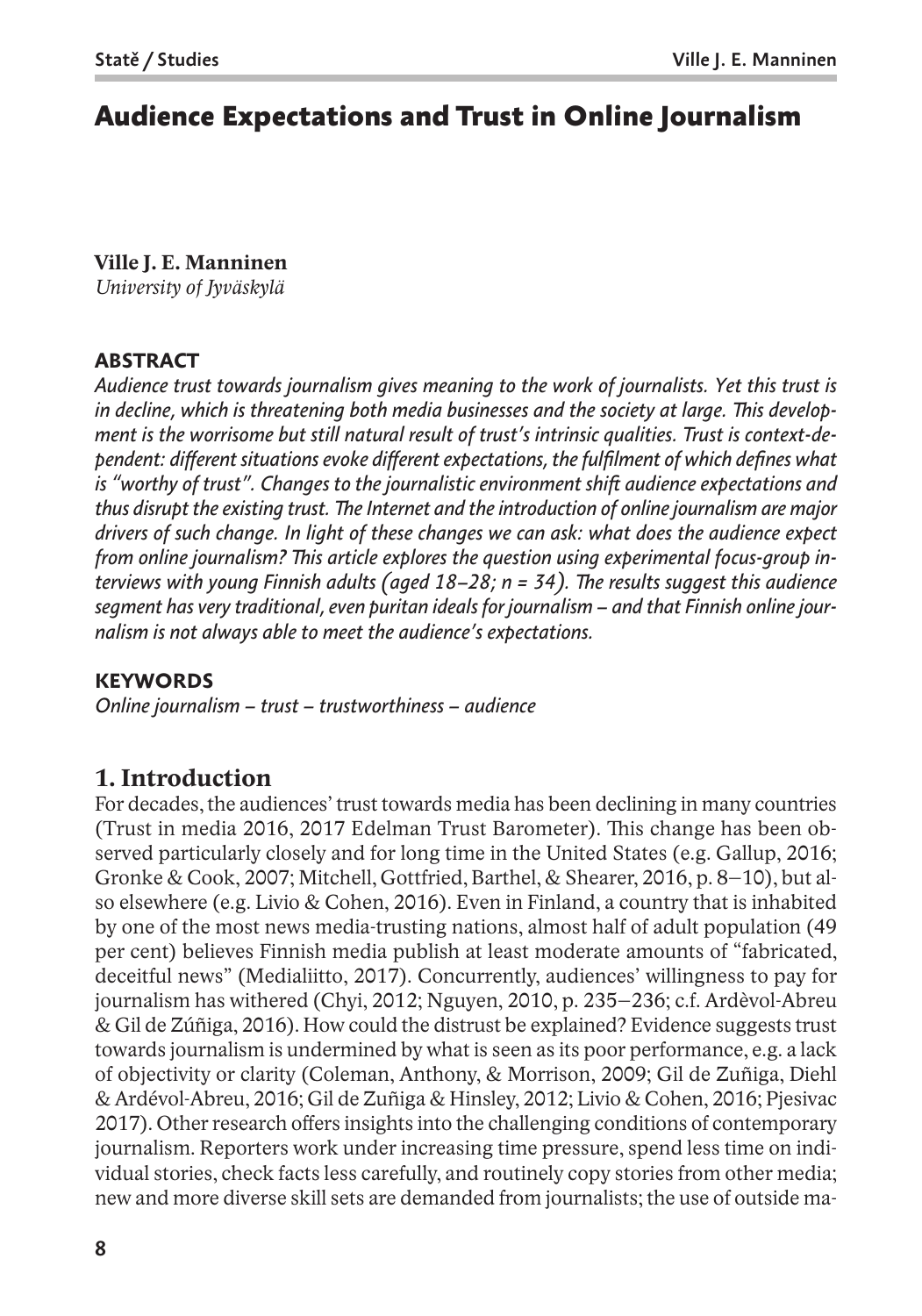# Audience Expectations and Trust in Online Journalism

**Ville J. E. Manninen**
*University of Jyväskylä*

## ABSTRACT

*Audience trust towards journalism gives meaning to the work of journalists. Yet this trust is in decline, which is threatening both media businesses and the society at large. This development is the worrisome but still natural result of trust's intrinsic qualities. Trust is context-dependent: different situations evoke different expectations, the fulfilment of which defines what is "worthy of trust". Changes to the journalistic environment shift audience expectations and thus disrupt the existing trust. The Internet and the introduction of online journalism are major drivers of such change. In light of these changes we can ask: what does the audience expect from online journalism? This article explores the question using experimental focus-group interviews with young Finnish adults (aged 18–28; n = 34). The results suggest this audience segment has very traditional, even puritan ideals for journalism – and that Finnish online journalism is not always able to meet the audience's expectations.*

## KEYWORDS

*Online journalism – trust – trustworthiness – audience*

## 1. Introduction

For decades, the audiences' trust towards media has been declining in many countries (Trust in media 2016, 2017 Edelman Trust Barometer). This change has been observed particularly closely and for long time in the United States (e.g. Gallup, 2016; Gronke & Cook, 2007; Mitchell, Gottfried, Barthel, & Shearer, 2016, p. 8–10), but also elsewhere (e.g. Livio & Cohen, 2016). Even in Finland, a country that is inhabited by one of the most news media-trusting nations, almost half of adult population (49 per cent) believes Finnish media publish at least moderate amounts of "fabricated, deceitful news" (Medialiitto, 2017). Concurrently, audiences' willingness to pay for journalism has withered (Chyi, 2012; Nguyen, 2010, p. 235–236; c.f. Ardèvol-Abreu & Gil de Zúñiga, 2016). How could the distrust be explained? Evidence suggests trust towards journalism is undermined by what is seen as its poor performance, e.g. a lack of objectivity or clarity (Coleman, Anthony, & Morrison, 2009; Gil de Zuñiga, Diehl & Ardévol-Abreu, 2016; Gil de Zuñiga & Hinsley, 2012; Livio & Cohen, 2016; Pjesivac 2017). Other research offers insights into the challenging conditions of contemporary journalism. Reporters work under increasing time pressure, spend less time on individual stories, check facts less carefully, and routinely copy stories from other media; new and more diverse skill sets are demanded from journalists; the use of outside ma-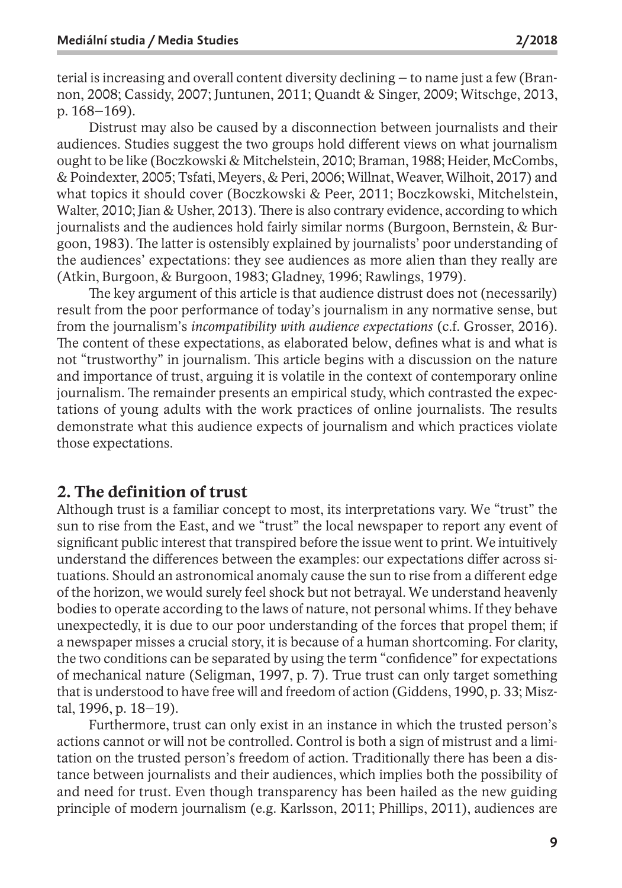terial is increasing and overall content diversity declining – to name just a few (Brannon, 2008; Cassidy, 2007; Juntunen, 2011; Quandt & Singer, 2009; Witschge, 2013, p. 168–169).

Distrust may also be caused by a disconnection between journalists and their audiences. Studies suggest the two groups hold different views on what journalism ought to be like (Boczkowski & Mitchelstein, 2010; Braman, 1988; Heider, McCombs, & Poindexter, 2005; Tsfati, Meyers, & Peri, 2006; Willnat, Weaver, Wilhoit, 2017) and what topics it should cover (Boczkowski & Peer, 2011; Boczkowski, Mitchelstein, Walter, 2010; Jian & Usher, 2013). There is also contrary evidence, according to which journalists and the audiences hold fairly similar norms (Burgoon, Bernstein, & Burgoon, 1983). The latter is ostensibly explained by journalists' poor understanding of the audiences' expectations: they see audiences as more alien than they really are (Atkin, Burgoon, & Burgoon, 1983; Gladney, 1996; Rawlings, 1979).

The key argument of this article is that audience distrust does not (necessarily) result from the poor performance of today's journalism in any normative sense, but from the journalism's *incompatibility with audience expectations* (c.f. Grosser, 2016). The content of these expectations, as elaborated below, defines what is and what is not "trustworthy" in journalism. This article begins with a discussion on the nature and importance of trust, arguing it is volatile in the context of contemporary online journalism. The remainder presents an empirical study, which contrasted the expectations of young adults with the work practices of online journalists. The results demonstrate what this audience expects of journalism and which practices violate those expectations.

## 2. The definition of trust

Although trust is a familiar concept to most, its interpretations vary. We "trust" the sun to rise from the East, and we "trust" the local newspaper to report any event of significant public interest that transpired before the issue went to print. We intuitively understand the differences between the examples: our expectations differ across situations. Should an astronomical anomaly cause the sun to rise from a different edge of the horizon, we would surely feel shock but not betrayal. We understand heavenly bodies to operate according to the laws of nature, not personal whims. If they behave unexpectedly, it is due to our poor understanding of the forces that propel them; if a newspaper misses a crucial story, it is because of a human shortcoming. For clarity, the two conditions can be separated by using the term "confidence" for expectations of mechanical nature (Seligman, 1997, p. 7). True trust can only target something that is understood to have free will and freedom of action (Giddens, 1990, p. 33; Misztal, 1996, p. 18–19).

Furthermore, trust can only exist in an instance in which the trusted person's actions cannot or will not be controlled. Control is both a sign of mistrust and a limitation on the trusted person's freedom of action. Traditionally there has been a distance between journalists and their audiences, which implies both the possibility of and need for trust. Even though transparency has been hailed as the new guiding principle of modern journalism (e.g. Karlsson, 2011; Phillips, 2011), audiences are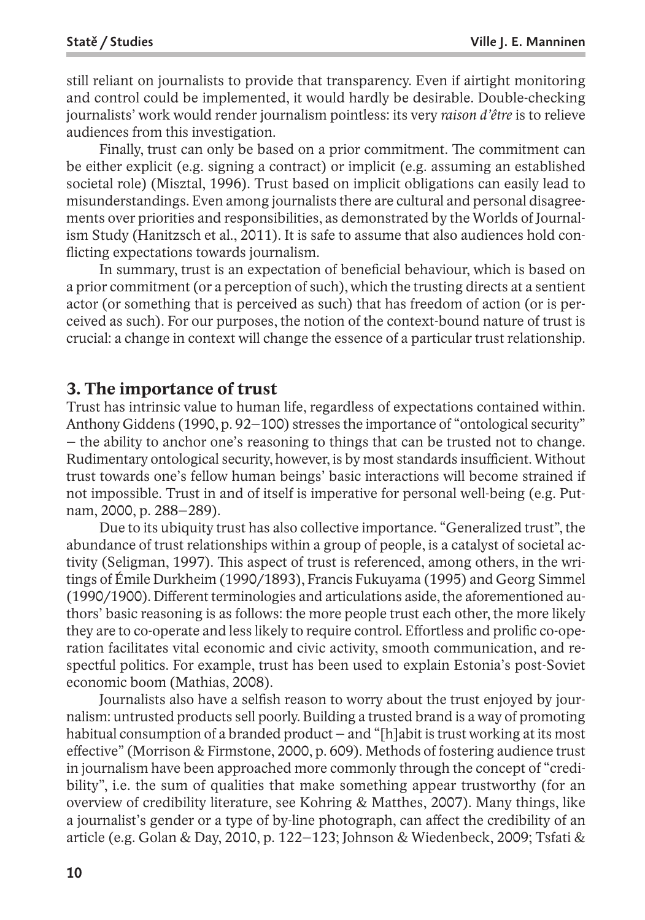still reliant on journalists to provide that transparency. Even if airtight monitoring and control could be implemented, it would hardly be desirable. Double-checking journalists' work would render journalism pointless: its very *raison d'être* is to relieve audiences from this investigation.

Finally, trust can only be based on a prior commitment. The commitment can be either explicit (e.g. signing a contract) or implicit (e.g. assuming an established societal role) (Misztal, 1996). Trust based on implicit obligations can easily lead to misunderstandings. Even among journalists there are cultural and personal disagreements over priorities and responsibilities, as demonstrated by the Worlds of Journalism Study (Hanitzsch et al., 2011). It is safe to assume that also audiences hold conflicting expectations towards journalism.

In summary, trust is an expectation of beneficial behaviour, which is based on a prior commitment (or a perception of such), which the trusting directs at a sentient actor (or something that is perceived as such) that has freedom of action (or is perceived as such). For our purposes, the notion of the context-bound nature of trust is crucial: a change in context will change the essence of a particular trust relationship.

## 3. The importance of trust

Trust has intrinsic value to human life, regardless of expectations contained within. Anthony Giddens (1990, p. 92–100) stresses the importance of "ontological security" – the ability to anchor one's reasoning to things that can be trusted not to change. Rudimentary ontological security, however, is by most standards insufficient. Without trust towards one's fellow human beings' basic interactions will become strained if not impossible. Trust in and of itself is imperative for personal well-being (e.g. Putnam, 2000, p. 288–289).

Due to its ubiquity trust has also collective importance. "Generalized trust", the abundance of trust relationships within a group of people, is a catalyst of societal activity (Seligman, 1997). This aspect of trust is referenced, among others, in the writings of Émile Durkheim (1990/1893), Francis Fukuyama (1995) and Georg Simmel (1990/1900). Different terminologies and articulations aside, the aforementioned authors' basic reasoning is as follows: the more people trust each other, the more likely they are to co-operate and less likely to require control. Effortless and prolific co-operation facilitates vital economic and civic activity, smooth communication, and respectful politics. For example, trust has been used to explain Estonia's post-Soviet economic boom (Mathias, 2008).

Journalists also have a selfish reason to worry about the trust enjoyed by journalism: untrusted products sell poorly. Building a trusted brand is a way of promoting habitual consumption of a branded product – and "[h]abit is trust working at its most effective" (Morrison & Firmstone, 2000, p. 609). Methods of fostering audience trust in journalism have been approached more commonly through the concept of "credibility", i.e. the sum of qualities that make something appear trustworthy (for an overview of credibility literature, see Kohring & Matthes, 2007). Many things, like a journalist's gender or a type of by-line photograph, can affect the credibility of an article (e.g. Golan & Day, 2010, p. 122–123; Johnson & Wiedenbeck, 2009; Tsfati &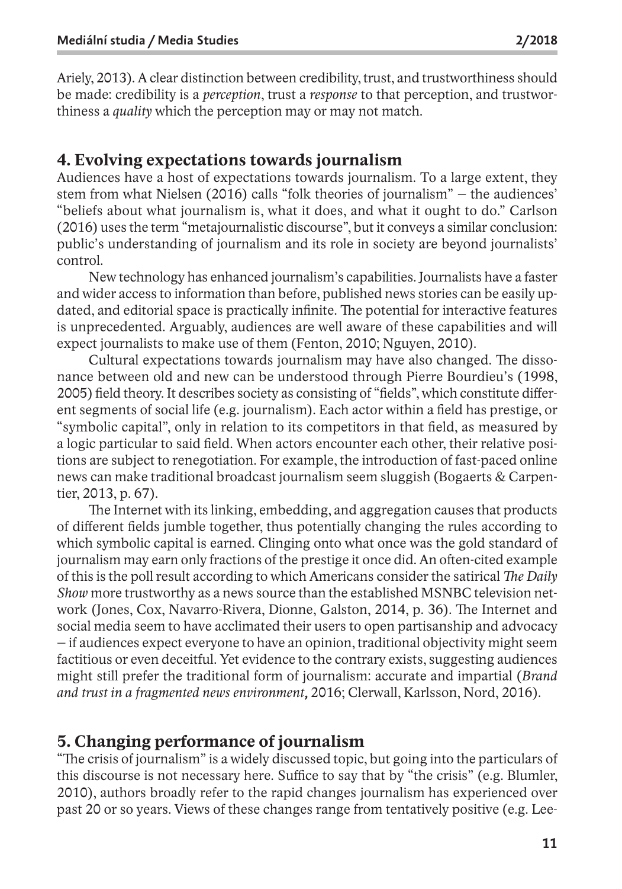Ariely, 2013). A clear distinction between credibility, trust, and trustworthiness should be made: credibility is a *perception*, trust a *response* to that perception, and trustworthiness a *quality* which the perception may or may not match.

## 4. Evolving expectations towards journalism

Audiences have a host of expectations towards journalism. To a large extent, they stem from what Nielsen (2016) calls "folk theories of journalism" – the audiences' "beliefs about what journalism is, what it does, and what it ought to do." Carlson (2016) uses the term "metajournalistic discourse", but it conveys a similar conclusion: public's understanding of journalism and its role in society are beyond journalists' control.

New technology has enhanced journalism's capabilities. Journalists have a faster and wider access to information than before, published news stories can be easily updated, and editorial space is practically infinite. The potential for interactive features is unprecedented. Arguably, audiences are well aware of these capabilities and will expect journalists to make use of them (Fenton, 2010; Nguyen, 2010).

Cultural expectations towards journalism may have also changed. The dissonance between old and new can be understood through Pierre Bourdieu's (1998, 2005) field theory. It describes society as consisting of "fields", which constitute different segments of social life (e.g. journalism). Each actor within a field has prestige, or "symbolic capital", only in relation to its competitors in that field, as measured by a logic particular to said field. When actors encounter each other, their relative positions are subject to renegotiation. For example, the introduction of fast-paced online news can make traditional broadcast journalism seem sluggish (Bogaerts & Carpentier, 2013, p. 67).

The Internet with its linking, embedding, and aggregation causes that products of different fields jumble together, thus potentially changing the rules according to which symbolic capital is earned. Clinging onto what once was the gold standard of journalism may earn only fractions of the prestige it once did. An often-cited example of this is the poll result according to which Americans consider the satirical *The Daily Show* more trustworthy as a news source than the established MSNBC television network (Jones, Cox, Navarro-Rivera, Dionne, Galston, 2014, p. 36). The Internet and social media seem to have acclimated their users to open partisanship and advocacy – if audiences expect everyone to have an opinion, traditional objectivity might seem factitious or even deceitful. Yet evidence to the contrary exists, suggesting audiences might still prefer the traditional form of journalism: accurate and impartial (*Brand and trust in a fragmented news environment*, 2016; Clerwall, Karlsson, Nord, 2016).

## 5. Changing performance of journalism

"The crisis of journalism" is a widely discussed topic, but going into the particulars of this discourse is not necessary here. Suffice to say that by "the crisis" (e.g. Blumler, 2010), authors broadly refer to the rapid changes journalism has experienced over past 20 or so years. Views of these changes range from tentatively positive (e.g. Lee-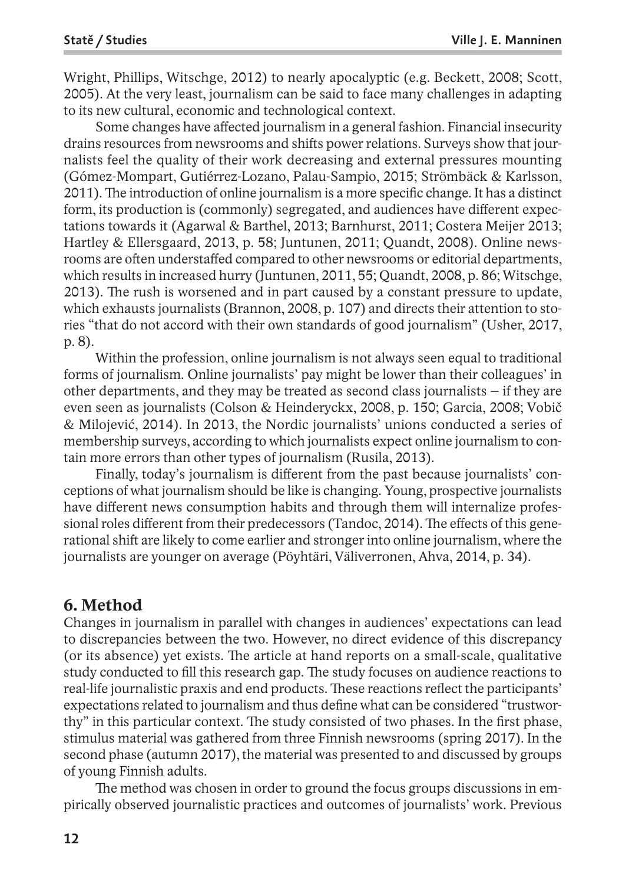Wright, Phillips, Witschge, 2012) to nearly apocalyptic (e.g. Beckett, 2008; Scott, 2005). At the very least, journalism can be said to face many challenges in adapting to its new cultural, economic and technological context.

Some changes have affected journalism in a general fashion. Financial insecurity drains resources from newsrooms and shifts power relations. Surveys show that journalists feel the quality of their work decreasing and external pressures mounting (Gómez-Mompart, Gutiérrez-Lozano, Palau-Sampio, 2015; Strömbäck & Karlsson, 2011). The introduction of online journalism is a more specific change. It has a distinct form, its production is (commonly) segregated, and audiences have different expectations towards it (Agarwal & Barthel, 2013; Barnhurst, 2011; Costera Meijer 2013; Hartley & Ellersgaard, 2013, p. 58; Juntunen, 2011; Quandt, 2008). Online newsrooms are often understaffed compared to other newsrooms or editorial departments, which results in increased hurry (Juntunen, 2011, 55; Quandt, 2008, p. 86; Witschge, 2013). The rush is worsened and in part caused by a constant pressure to update, which exhausts journalists (Brannon, 2008, p. 107) and directs their attention to stories "that do not accord with their own standards of good journalism" (Usher, 2017, p. 8).

Within the profession, online journalism is not always seen equal to traditional forms of journalism. Online journalists' pay might be lower than their colleagues' in other departments, and they may be treated as second class journalists – if they are even seen as journalists (Colson & Heinderyckx, 2008, p. 150; Garcia, 2008; Vobič & Milojević, 2014). In 2013, the Nordic journalists' unions conducted a series of membership surveys, according to which journalists expect online journalism to contain more errors than other types of journalism (Rusila, 2013).

Finally, today's journalism is different from the past because journalists' conceptions of what journalism should be like is changing. Young, prospective journalists have different news consumption habits and through them will internalize professional roles different from their predecessors (Tandoc, 2014). The effects of this generational shift are likely to come earlier and stronger into online journalism, where the journalists are younger on average (Pöyhtäri, Väliverronen, Ahva, 2014, p. 34).

## 6. Method

Changes in journalism in parallel with changes in audiences' expectations can lead to discrepancies between the two. However, no direct evidence of this discrepancy (or its absence) yet exists. The article at hand reports on a small-scale, qualitative study conducted to fill this research gap. The study focuses on audience reactions to real-life journalistic praxis and end products. These reactions reflect the participants' expectations related to journalism and thus define what can be considered "trustworthy" in this particular context. The study consisted of two phases. In the first phase, stimulus material was gathered from three Finnish newsrooms (spring 2017). In the second phase (autumn 2017), the material was presented to and discussed by groups of young Finnish adults.

The method was chosen in order to ground the focus groups discussions in empirically observed journalistic practices and outcomes of journalists' work. Previous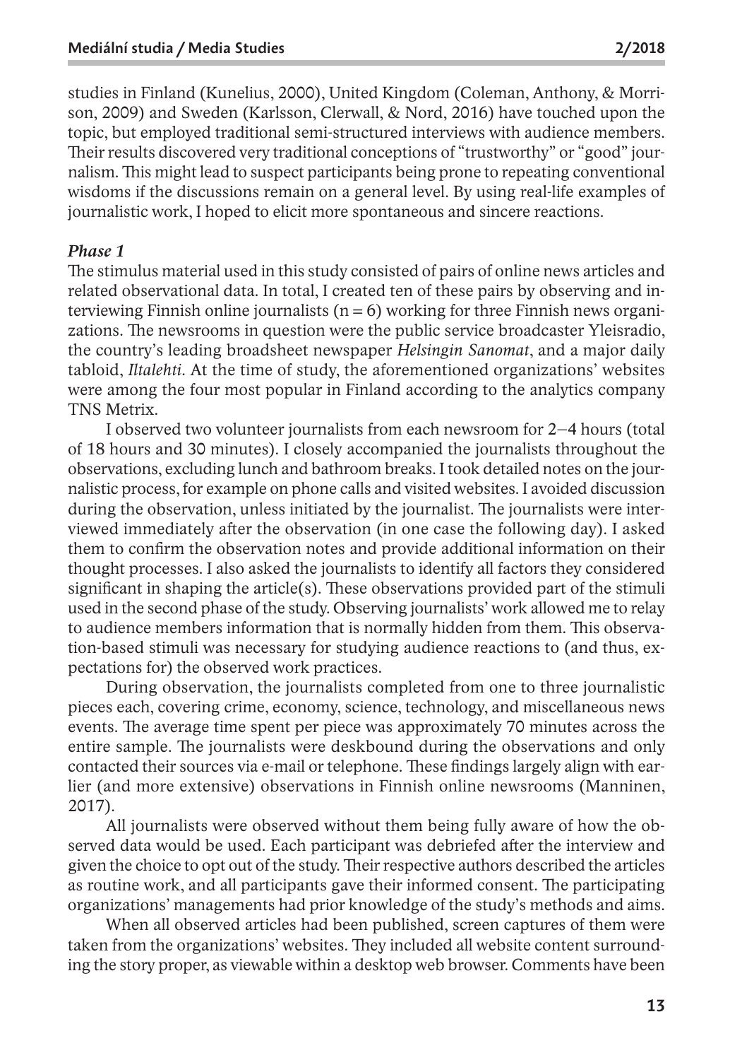studies in Finland (Kunelius, 2000), United Kingdom (Coleman, Anthony, & Morrison, 2009) and Sweden (Karlsson, Clerwall, & Nord, 2016) have touched upon the topic, but employed traditional semi-structured interviews with audience members. Their results discovered very traditional conceptions of "trustworthy" or "good" journalism. This might lead to suspect participants being prone to repeating conventional wisdoms if the discussions remain on a general level. By using real-life examples of journalistic work, I hoped to elicit more spontaneous and sincere reactions.

### *Phase 1*

The stimulus material used in this study consisted of pairs of online news articles and related observational data. In total, I created ten of these pairs by observing and interviewing Finnish online journalists (n = 6) working for three Finnish news organizations. The newsrooms in question were the public service broadcaster Yleisradio, the country's leading broadsheet newspaper *Helsingin Sanomat*, and a major daily tabloid, *Iltalehti*. At the time of study, the aforementioned organizations' websites were among the four most popular in Finland according to the analytics company TNS Metrix.

I observed two volunteer journalists from each newsroom for 2–4 hours (total of 18 hours and 30 minutes). I closely accompanied the journalists throughout the observations, excluding lunch and bathroom breaks. I took detailed notes on the journalistic process, for example on phone calls and visited websites. I avoided discussion during the observation, unless initiated by the journalist. The journalists were interviewed immediately after the observation (in one case the following day). I asked them to confirm the observation notes and provide additional information on their thought processes. I also asked the journalists to identify all factors they considered significant in shaping the article(s). These observations provided part of the stimuli used in the second phase of the study. Observing journalists' work allowed me to relay to audience members information that is normally hidden from them. This observation-based stimuli was necessary for studying audience reactions to (and thus, expectations for) the observed work practices.

During observation, the journalists completed from one to three journalistic pieces each, covering crime, economy, science, technology, and miscellaneous news events. The average time spent per piece was approximately 70 minutes across the entire sample. The journalists were deskbound during the observations and only contacted their sources via e-mail or telephone. These findings largely align with earlier (and more extensive) observations in Finnish online newsrooms (Manninen, 2017).

All journalists were observed without them being fully aware of how the observed data would be used. Each participant was debriefed after the interview and given the choice to opt out of the study. Their respective authors described the articles as routine work, and all participants gave their informed consent. The participating organizations' managements had prior knowledge of the study's methods and aims.

When all observed articles had been published, screen captures of them were taken from the organizations' websites. They included all website content surrounding the story proper, as viewable within a desktop web browser. Comments have been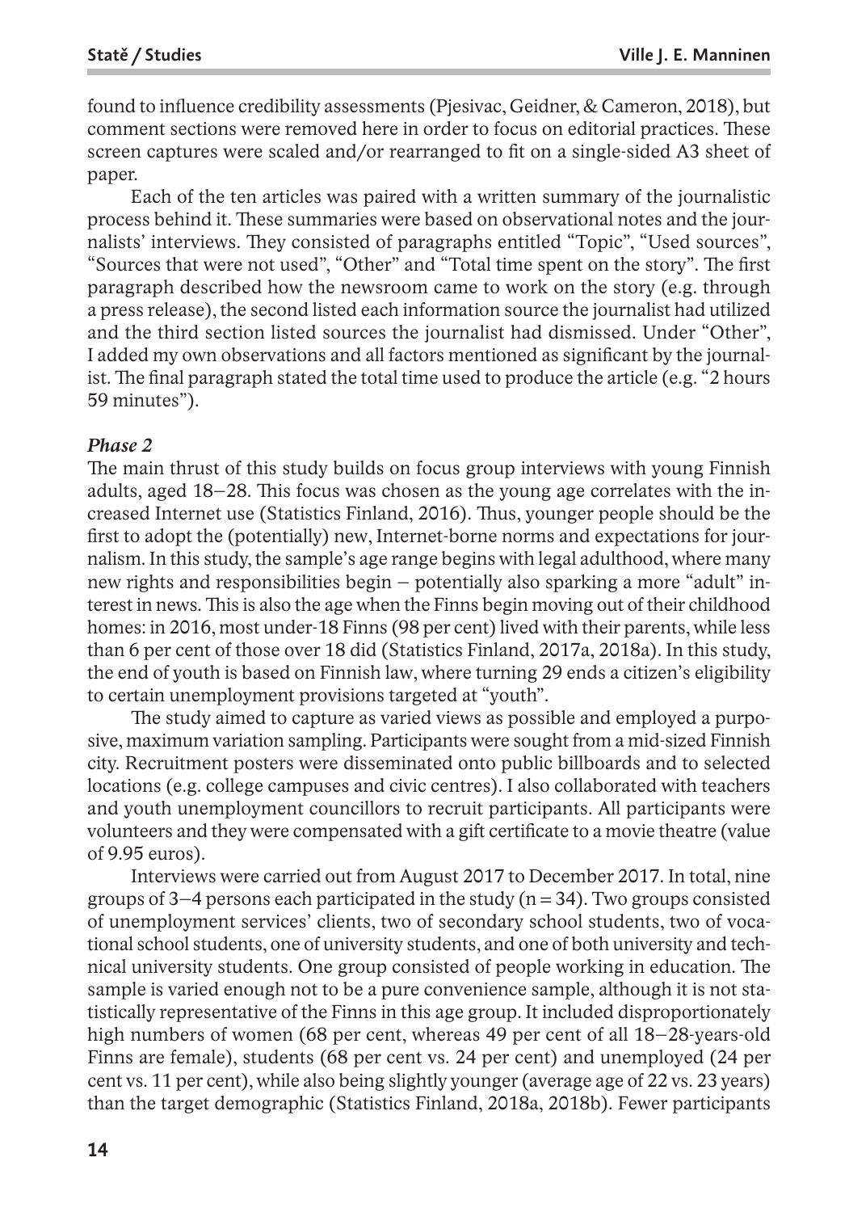found to influence credibility assessments (Pjesivac, Geidner, & Cameron, 2018), but comment sections were removed here in order to focus on editorial practices. These screen captures were scaled and/or rearranged to fit on a single-sided A3 sheet of paper.

Each of the ten articles was paired with a written summary of the journalistic process behind it. These summaries were based on observational notes and the journalists' interviews. They consisted of paragraphs entitled "Topic", "Used sources", "Sources that were not used", "Other" and "Total time spent on the story". The first paragraph described how the newsroom came to work on the story (e.g. through a press release), the second listed each information source the journalist had utilized and the third section listed sources the journalist had dismissed. Under "Other", I added my own observations and all factors mentioned as significant by the journalist. The final paragraph stated the total time used to produce the article (e.g. "2 hours 59 minutes").

***Phase 2***

The main thrust of this study builds on focus group interviews with young Finnish adults, aged 18–28. This focus was chosen as the young age correlates with the increased Internet use (Statistics Finland, 2016). Thus, younger people should be the first to adopt the (potentially) new, Internet-borne norms and expectations for journalism. In this study, the sample's age range begins with legal adulthood, where many new rights and responsibilities begin – potentially also sparking a more "adult" interest in news. This is also the age when the Finns begin moving out of their childhood homes: in 2016, most under-18 Finns (98 per cent) lived with their parents, while less than 6 per cent of those over 18 did (Statistics Finland, 2017a, 2018a). In this study, the end of youth is based on Finnish law, where turning 29 ends a citizen's eligibility to certain unemployment provisions targeted at "youth".

The study aimed to capture as varied views as possible and employed a purposive, maximum variation sampling. Participants were sought from a mid-sized Finnish city. Recruitment posters were disseminated onto public billboards and to selected locations (e.g. college campuses and civic centres). I also collaborated with teachers and youth unemployment councillors to recruit participants. All participants were volunteers and they were compensated with a gift certificate to a movie theatre (value of 9.95 euros).

Interviews were carried out from August 2017 to December 2017. In total, nine groups of 3–4 persons each participated in the study (n = 34). Two groups consisted of unemployment services' clients, two of secondary school students, two of vocational school students, one of university students, and one of both university and technical university students. One group consisted of people working in education. The sample is varied enough not to be a pure convenience sample, although it is not statistically representative of the Finns in this age group. It included disproportionately high numbers of women (68 per cent, whereas 49 per cent of all 18–28-years-old Finns are female), students (68 per cent vs. 24 per cent) and unemployed (24 per cent vs. 11 per cent), while also being slightly younger (average age of 22 vs. 23 years) than the target demographic (Statistics Finland, 2018a, 2018b). Fewer participants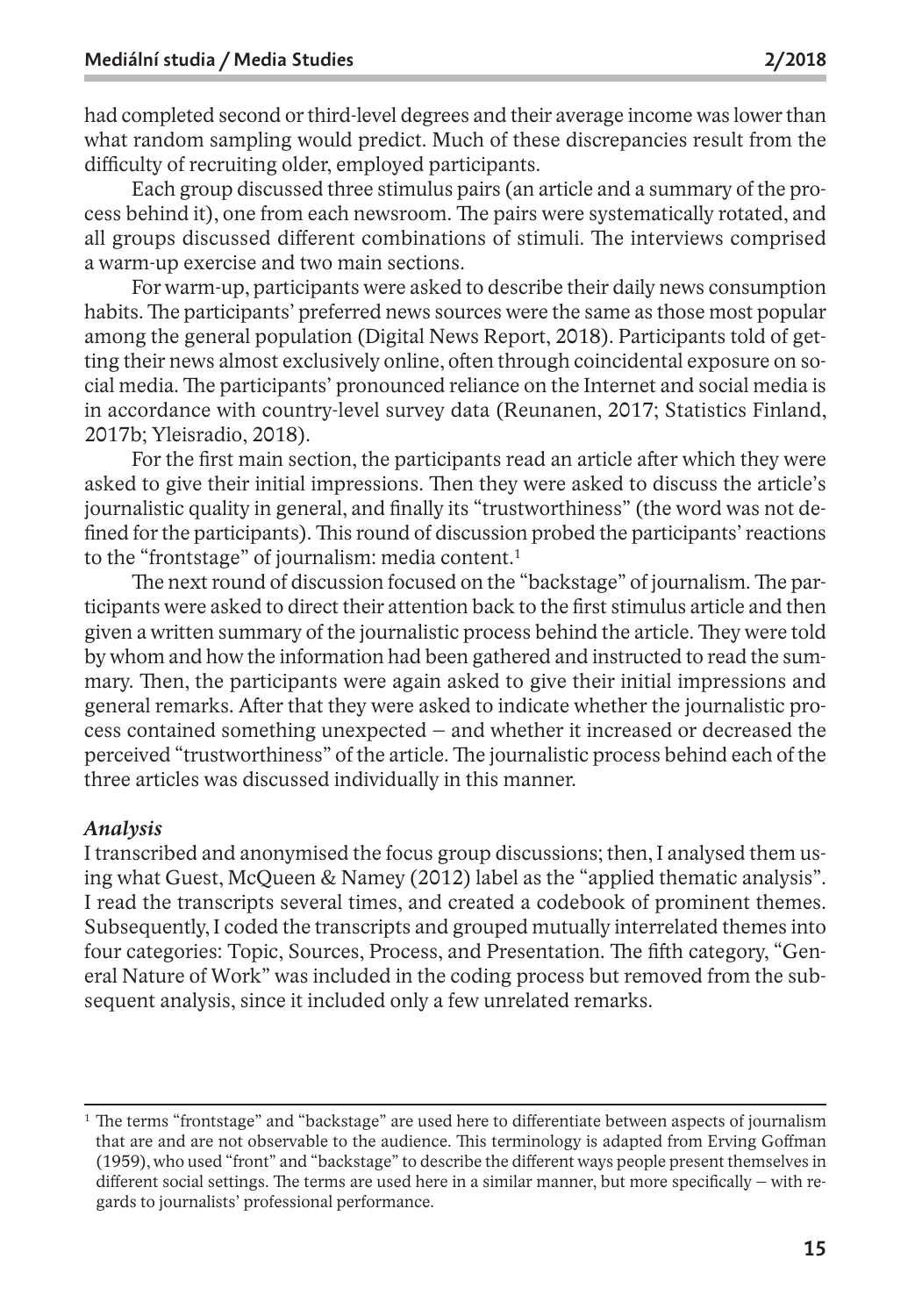had completed second or third-level degrees and their average income was lower than what random sampling would predict. Much of these discrepancies result from the difficulty of recruiting older, employed participants.

Each group discussed three stimulus pairs (an article and a summary of the process behind it), one from each newsroom. The pairs were systematically rotated, and all groups discussed different combinations of stimuli. The interviews comprised a warm-up exercise and two main sections.

For warm-up, participants were asked to describe their daily news consumption habits. The participants' preferred news sources were the same as those most popular among the general population (Digital News Report, 2018). Participants told of getting their news almost exclusively online, often through coincidental exposure on social media. The participants' pronounced reliance on the Internet and social media is in accordance with country-level survey data (Reunanen, 2017; Statistics Finland, 2017b; Yleisradio, 2018).

For the first main section, the participants read an article after which they were asked to give their initial impressions. Then they were asked to discuss the article's journalistic quality in general, and finally its "trustworthiness" (the word was not defined for the participants). This round of discussion probed the participants' reactions to the "frontstage" of journalism: media content.[1]

The next round of discussion focused on the "backstage" of journalism. The participants were asked to direct their attention back to the first stimulus article and then given a written summary of the journalistic process behind the article. They were told by whom and how the information had been gathered and instructed to read the summary. Then, the participants were again asked to give their initial impressions and general remarks. After that they were asked to indicate whether the journalistic process contained something unexpected – and whether it increased or decreased the perceived "trustworthiness" of the article. The journalistic process behind each of the three articles was discussed individually in this manner.

### *Analysis*

I transcribed and anonymised the focus group discussions; then, I analysed them using what Guest, McQueen & Namey (2012) label as the "applied thematic analysis". I read the transcripts several times, and created a codebook of prominent themes. Subsequently, I coded the transcripts and grouped mutually interrelated themes into four categories: Topic, Sources, Process, and Presentation. The fifth category, "General Nature of Work" was included in the coding process but removed from the subsequent analysis, since it included only a few unrelated remarks.

---

[1] The terms "frontstage" and "backstage" are used here to differentiate between aspects of journalism that are and are not observable to the audience. This terminology is adapted from Erving Goffman (1959), who used "front" and "backstage" to describe the different ways people present themselves in different social settings. The terms are used here in a similar manner, but more specifically – with regards to journalists' professional performance.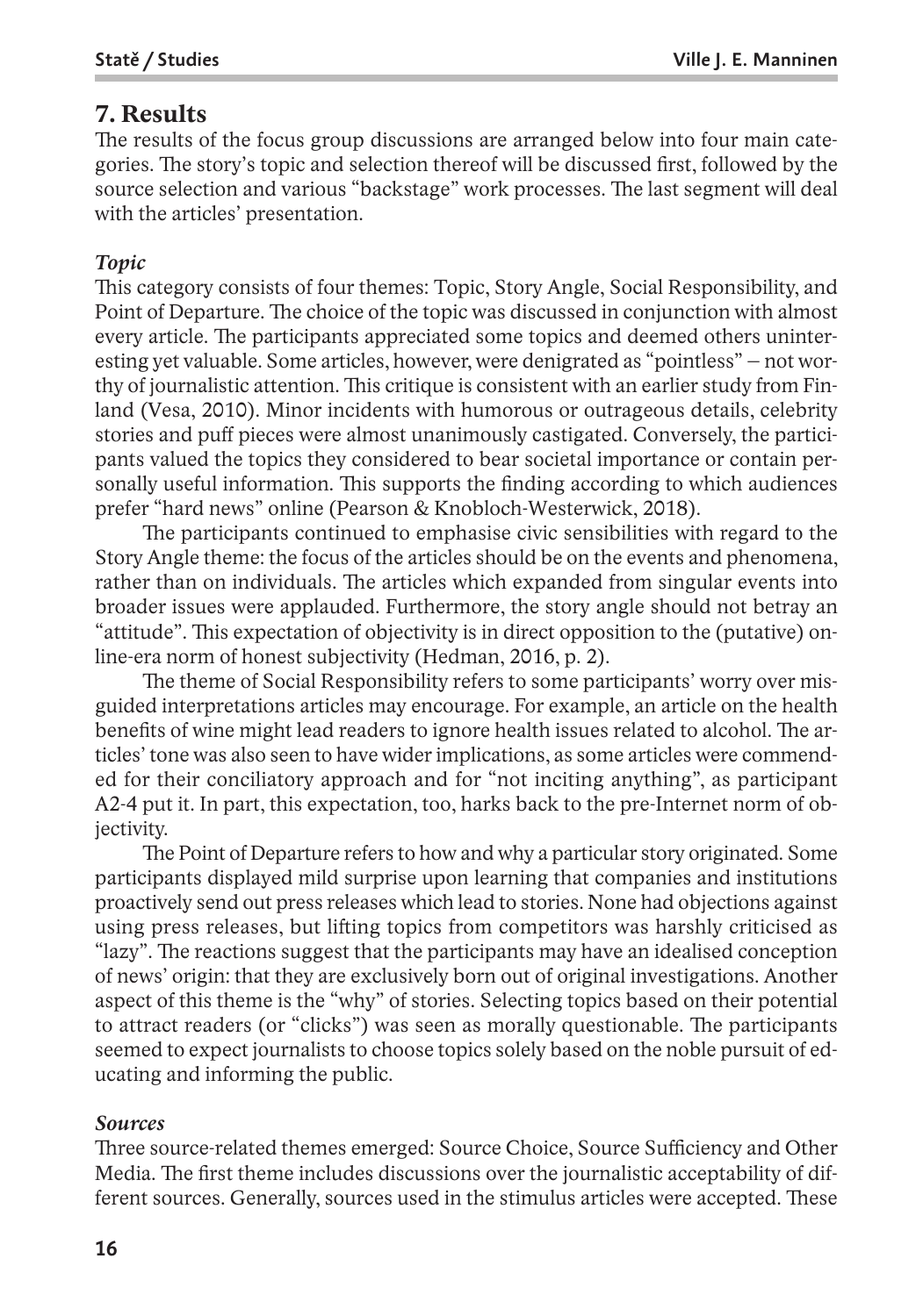## 7. Results

The results of the focus group discussions are arranged below into four main categories. The story's topic and selection thereof will be discussed first, followed by the source selection and various "backstage" work processes. The last segment will deal with the articles' presentation.

### *Topic*

This category consists of four themes: Topic, Story Angle, Social Responsibility, and Point of Departure. The choice of the topic was discussed in conjunction with almost every article. The participants appreciated some topics and deemed others uninteresting yet valuable. Some articles, however, were denigrated as "pointless" – not worthy of journalistic attention. This critique is consistent with an earlier study from Finland (Vesa, 2010). Minor incidents with humorous or outrageous details, celebrity stories and puff pieces were almost unanimously castigated. Conversely, the participants valued the topics they considered to bear societal importance or contain personally useful information. This supports the finding according to which audiences prefer "hard news" online (Pearson & Knobloch-Westerwick, 2018).

The participants continued to emphasise civic sensibilities with regard to the Story Angle theme: the focus of the articles should be on the events and phenomena, rather than on individuals. The articles which expanded from singular events into broader issues were applauded. Furthermore, the story angle should not betray an "attitude". This expectation of objectivity is in direct opposition to the (putative) online-era norm of honest subjectivity (Hedman, 2016, p. 2).

The theme of Social Responsibility refers to some participants' worry over misguided interpretations articles may encourage. For example, an article on the health benefits of wine might lead readers to ignore health issues related to alcohol. The articles' tone was also seen to have wider implications, as some articles were commended for their conciliatory approach and for "not inciting anything", as participant A2-4 put it. In part, this expectation, too, harks back to the pre-Internet norm of objectivity.

The Point of Departure refers to how and why a particular story originated. Some participants displayed mild surprise upon learning that companies and institutions proactively send out press releases which lead to stories. None had objections against using press releases, but lifting topics from competitors was harshly criticised as "lazy". The reactions suggest that the participants may have an idealised conception of news' origin: that they are exclusively born out of original investigations. Another aspect of this theme is the "why" of stories. Selecting topics based on their potential to attract readers (or "clicks") was seen as morally questionable. The participants seemed to expect journalists to choose topics solely based on the noble pursuit of educating and informing the public.

### *Sources*

Three source-related themes emerged: Source Choice, Source Sufficiency and Other Media. The first theme includes discussions over the journalistic acceptability of different sources. Generally, sources used in the stimulus articles were accepted. These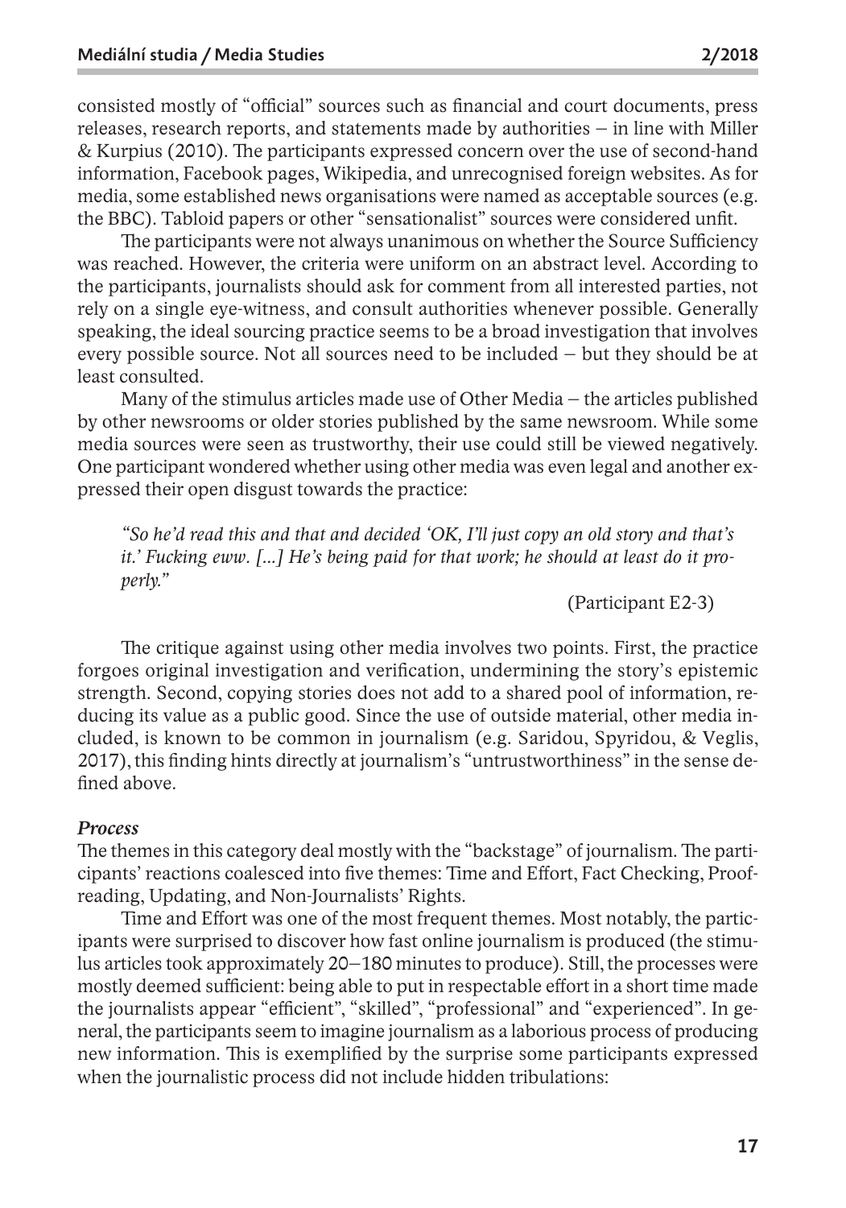consisted mostly of "official" sources such as financial and court documents, press releases, research reports, and statements made by authorities – in line with Miller & Kurpius (2010). The participants expressed concern over the use of second-hand information, Facebook pages, Wikipedia, and unrecognised foreign websites. As for media, some established news organisations were named as acceptable sources (e.g. the BBC). Tabloid papers or other "sensationalist" sources were considered unfit.

The participants were not always unanimous on whether the Source Sufficiency was reached. However, the criteria were uniform on an abstract level. According to the participants, journalists should ask for comment from all interested parties, not rely on a single eye-witness, and consult authorities whenever possible. Generally speaking, the ideal sourcing practice seems to be a broad investigation that involves every possible source. Not all sources need to be included – but they should be at least consulted.

Many of the stimulus articles made use of Other Media – the articles published by other newsrooms or older stories published by the same newsroom. While some media sources were seen as trustworthy, their use could still be viewed negatively. One participant wondered whether using other media was even legal and another expressed their open disgust towards the practice:

> *"So he'd read this and that and decided 'OK, I'll just copy an old story and that's it.' Fucking eww. [...] He's being paid for that work; he should at least do it properly."*
>
> (Participant E2-3)

The critique against using other media involves two points. First, the practice forgoes original investigation and verification, undermining the story's epistemic strength. Second, copying stories does not add to a shared pool of information, reducing its value as a public good. Since the use of outside material, other media included, is known to be common in journalism (e.g. Saridou, Spyridou, & Veglis, 2017), this finding hints directly at journalism's "untrustworthiness" in the sense defined above.

#### *Process*

The themes in this category deal mostly with the "backstage" of journalism. The participants' reactions coalesced into five themes: Time and Effort, Fact Checking, Proofreading, Updating, and Non-Journalists' Rights.

Time and Effort was one of the most frequent themes. Most notably, the participants were surprised to discover how fast online journalism is produced (the stimulus articles took approximately 20–180 minutes to produce). Still, the processes were mostly deemed sufficient: being able to put in respectable effort in a short time made the journalists appear "efficient", "skilled", "professional" and "experienced". In general, the participants seem to imagine journalism as a laborious process of producing new information. This is exemplified by the surprise some participants expressed when the journalistic process did not include hidden tribulations: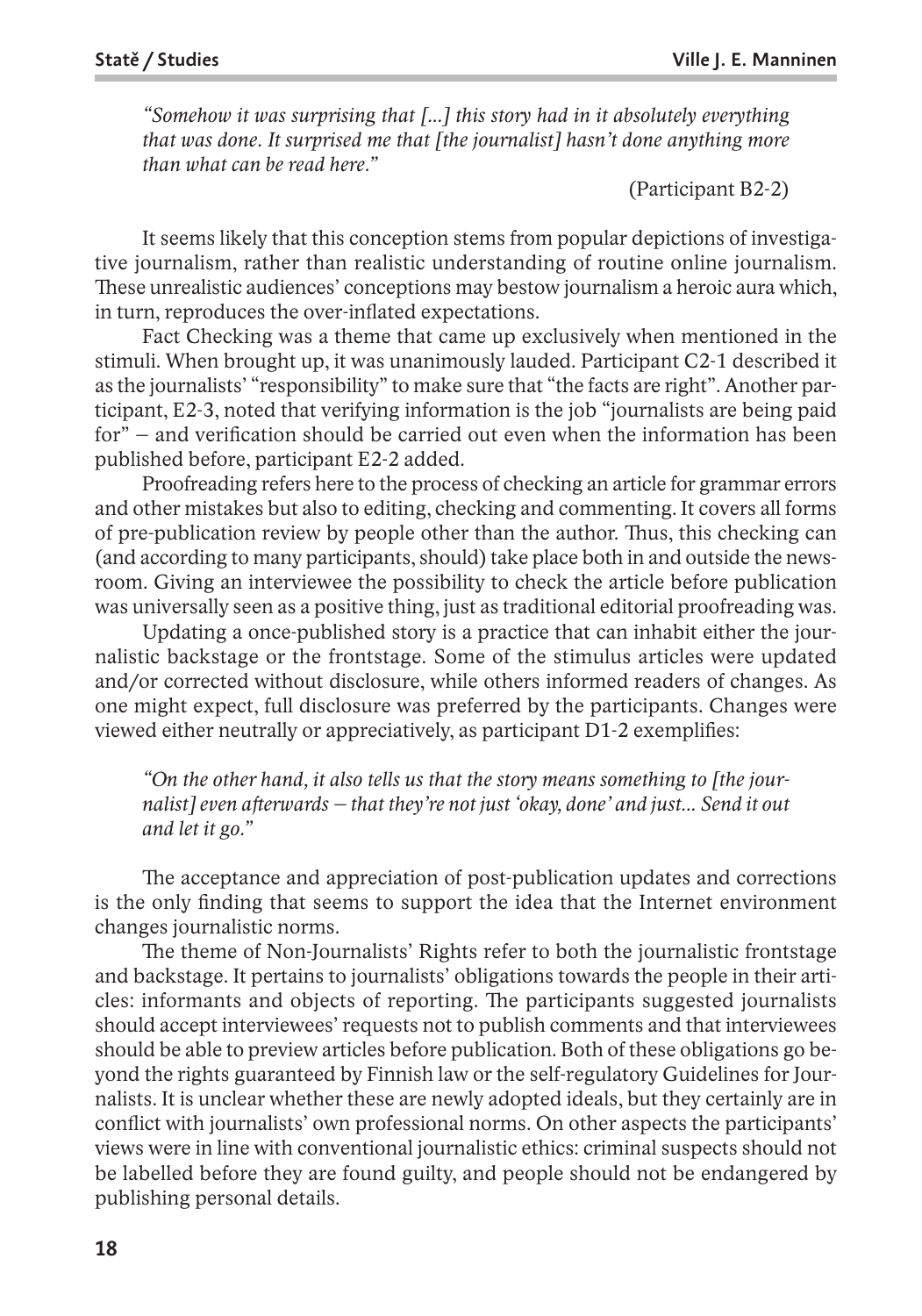*"Somehow it was surprising that [...] this story had in it absolutely everything that was done. It surprised me that [the journalist] hasn't done anything more than what can be read here."*

(Participant B2-2)

It seems likely that this conception stems from popular depictions of investigative journalism, rather than realistic understanding of routine online journalism. These unrealistic audiences' conceptions may bestow journalism a heroic aura which, in turn, reproduces the over-inflated expectations.

Fact Checking was a theme that came up exclusively when mentioned in the stimuli. When brought up, it was unanimously lauded. Participant C2-1 described it as the journalists' "responsibility" to make sure that "the facts are right". Another participant, E2-3, noted that verifying information is the job "journalists are being paid for" – and verification should be carried out even when the information has been published before, participant E2-2 added.

Proofreading refers here to the process of checking an article for grammar errors and other mistakes but also to editing, checking and commenting. It covers all forms of pre-publication review by people other than the author. Thus, this checking can (and according to many participants, should) take place both in and outside the newsroom. Giving an interviewee the possibility to check the article before publication was universally seen as a positive thing, just as traditional editorial proofreading was.

Updating a once-published story is a practice that can inhabit either the journalistic backstage or the frontstage. Some of the stimulus articles were updated and/or corrected without disclosure, while others informed readers of changes. As one might expect, full disclosure was preferred by the participants. Changes were viewed either neutrally or appreciatively, as participant D1-2 exemplifies:

*"On the other hand, it also tells us that the story means something to [the journalist] even afterwards – that they're not just 'okay, done' and just... Send it out and let it go."*

The acceptance and appreciation of post-publication updates and corrections is the only finding that seems to support the idea that the Internet environment changes journalistic norms.

The theme of Non-Journalists' Rights refer to both the journalistic frontstage and backstage. It pertains to journalists' obligations towards the people in their articles: informants and objects of reporting. The participants suggested journalists should accept interviewees' requests not to publish comments and that interviewees should be able to preview articles before publication. Both of these obligations go beyond the rights guaranteed by Finnish law or the self-regulatory Guidelines for Journalists. It is unclear whether these are newly adopted ideals, but they certainly are in conflict with journalists' own professional norms. On other aspects the participants' views were in line with conventional journalistic ethics: criminal suspects should not be labelled before they are found guilty, and people should not be endangered by publishing personal details.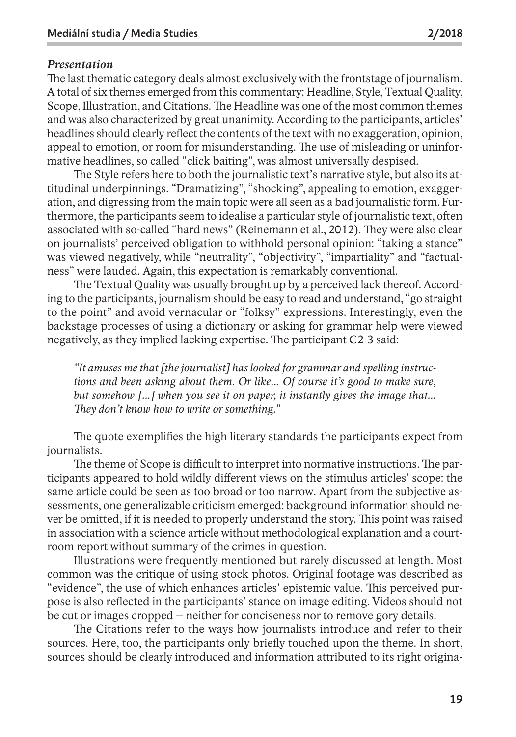### *Presentation*

The last thematic category deals almost exclusively with the frontstage of journalism. A total of six themes emerged from this commentary: Headline, Style, Textual Quality, Scope, Illustration, and Citations. The Headline was one of the most common themes and was also characterized by great unanimity. According to the participants, articles' headlines should clearly reflect the contents of the text with no exaggeration, opinion, appeal to emotion, or room for misunderstanding. The use of misleading or uninformative headlines, so called "click baiting", was almost universally despised.

The Style refers here to both the journalistic text's narrative style, but also its attitudinal underpinnings. "Dramatizing", "shocking", appealing to emotion, exaggeration, and digressing from the main topic were all seen as a bad journalistic form. Furthermore, the participants seem to idealise a particular style of journalistic text, often associated with so-called "hard news" (Reinemann et al., 2012). They were also clear on journalists' perceived obligation to withhold personal opinion: "taking a stance" was viewed negatively, while "neutrality", "objectivity", "impartiality" and "factualness" were lauded. Again, this expectation is remarkably conventional.

The Textual Quality was usually brought up by a perceived lack thereof. According to the participants, journalism should be easy to read and understand, "go straight to the point" and avoid vernacular or "folksy" expressions. Interestingly, even the backstage processes of using a dictionary or asking for grammar help were viewed negatively, as they implied lacking expertise. The participant C2-3 said:

> *"It amuses me that [the journalist] has looked for grammar and spelling instructions and been asking about them. Or like... Of course it's good to make sure, but somehow [...] when you see it on paper, it instantly gives the image that... They don't know how to write or something."*

The quote exemplifies the high literary standards the participants expect from journalists.

The theme of Scope is difficult to interpret into normative instructions. The participants appeared to hold wildly different views on the stimulus articles' scope: the same article could be seen as too broad or too narrow. Apart from the subjective assessments, one generalizable criticism emerged: background information should never be omitted, if it is needed to properly understand the story. This point was raised in association with a science article without methodological explanation and a courtroom report without summary of the crimes in question.

Illustrations were frequently mentioned but rarely discussed at length. Most common was the critique of using stock photos. Original footage was described as "evidence", the use of which enhances articles' epistemic value. This perceived purpose is also reflected in the participants' stance on image editing. Videos should not be cut or images cropped – neither for conciseness nor to remove gory details.

The Citations refer to the ways how journalists introduce and refer to their sources. Here, too, the participants only briefly touched upon the theme. In short, sources should be clearly introduced and information attributed to its right origina-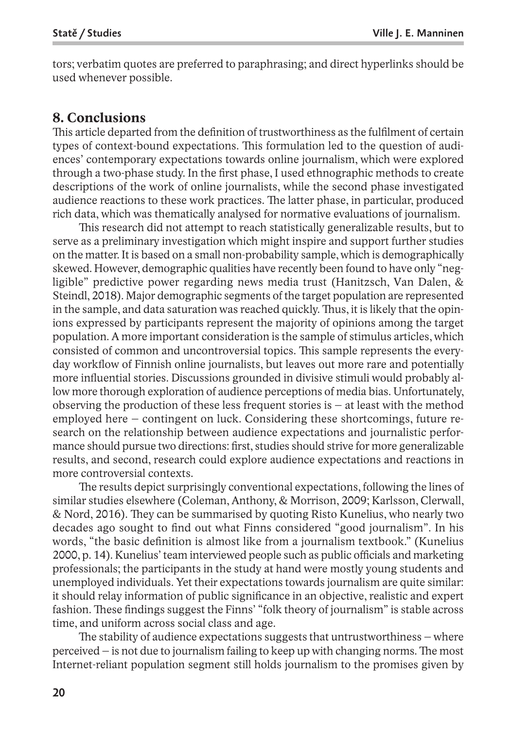tors; verbatim quotes are preferred to paraphrasing; and direct hyperlinks should be used whenever possible.

## 8. Conclusions

This article departed from the definition of trustworthiness as the fulfilment of certain types of context-bound expectations. This formulation led to the question of audiences' contemporary expectations towards online journalism, which were explored through a two-phase study. In the first phase, I used ethnographic methods to create descriptions of the work of online journalists, while the second phase investigated audience reactions to these work practices. The latter phase, in particular, produced rich data, which was thematically analysed for normative evaluations of journalism.

This research did not attempt to reach statistically generalizable results, but to serve as a preliminary investigation which might inspire and support further studies on the matter. It is based on a small non-probability sample, which is demographically skewed. However, demographic qualities have recently been found to have only "negligible" predictive power regarding news media trust (Hanitzsch, Van Dalen, & Steindl, 2018). Major demographic segments of the target population are represented in the sample, and data saturation was reached quickly. Thus, it is likely that the opinions expressed by participants represent the majority of opinions among the target population. A more important consideration is the sample of stimulus articles, which consisted of common and uncontroversial topics. This sample represents the everyday workflow of Finnish online journalists, but leaves out more rare and potentially more influential stories. Discussions grounded in divisive stimuli would probably allow more thorough exploration of audience perceptions of media bias. Unfortunately, observing the production of these less frequent stories is – at least with the method employed here – contingent on luck. Considering these shortcomings, future research on the relationship between audience expectations and journalistic performance should pursue two directions: first, studies should strive for more generalizable results, and second, research could explore audience expectations and reactions in more controversial contexts.

The results depict surprisingly conventional expectations, following the lines of similar studies elsewhere (Coleman, Anthony, & Morrison, 2009; Karlsson, Clerwall, & Nord, 2016). They can be summarised by quoting Risto Kunelius, who nearly two decades ago sought to find out what Finns considered "good journalism". In his words, "the basic definition is almost like from a journalism textbook." (Kunelius 2000, p. 14). Kunelius' team interviewed people such as public officials and marketing professionals; the participants in the study at hand were mostly young students and unemployed individuals. Yet their expectations towards journalism are quite similar: it should relay information of public significance in an objective, realistic and expert fashion. These findings suggest the Finns' "folk theory of journalism" is stable across time, and uniform across social class and age.

The stability of audience expectations suggests that untrustworthiness – where perceived – is not due to journalism failing to keep up with changing norms. The most Internet-reliant population segment still holds journalism to the promises given by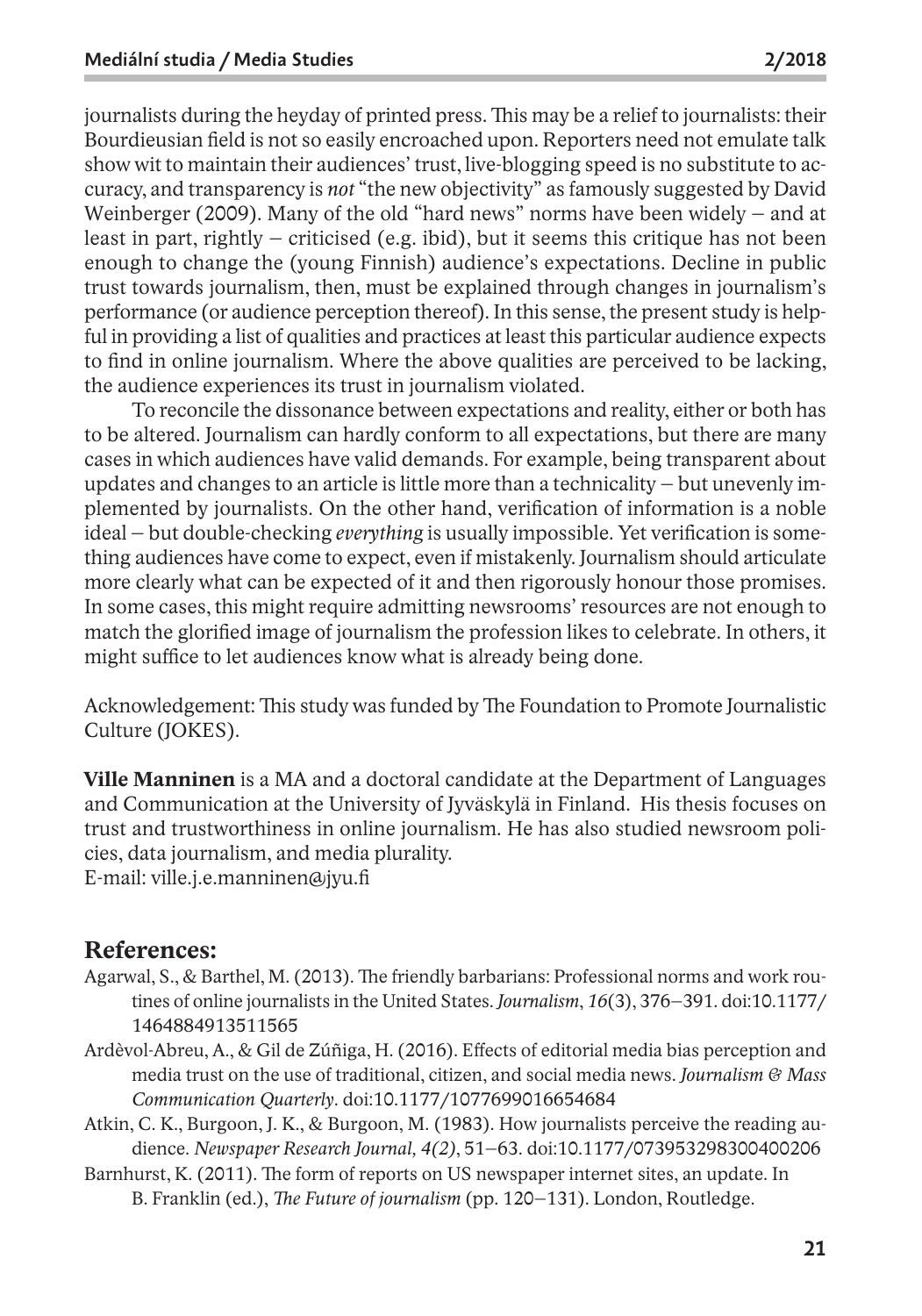journalists during the heyday of printed press. This may be a relief to journalists: their Bourdieusian field is not so easily encroached upon. Reporters need not emulate talk show wit to maintain their audiences' trust, live-blogging speed is no substitute to accuracy, and transparency is *not* "the new objectivity" as famously suggested by David Weinberger (2009). Many of the old "hard news" norms have been widely – and at least in part, rightly – criticised (e.g. ibid), but it seems this critique has not been enough to change the (young Finnish) audience's expectations. Decline in public trust towards journalism, then, must be explained through changes in journalism's performance (or audience perception thereof). In this sense, the present study is helpful in providing a list of qualities and practices at least this particular audience expects to find in online journalism. Where the above qualities are perceived to be lacking, the audience experiences its trust in journalism violated.

To reconcile the dissonance between expectations and reality, either or both has to be altered. Journalism can hardly conform to all expectations, but there are many cases in which audiences have valid demands. For example, being transparent about updates and changes to an article is little more than a technicality – but unevenly implemented by journalists. On the other hand, verification of information is a noble ideal – but double-checking *everything* is usually impossible. Yet verification is something audiences have come to expect, even if mistakenly. Journalism should articulate more clearly what can be expected of it and then rigorously honour those promises. In some cases, this might require admitting newsrooms' resources are not enough to match the glorified image of journalism the profession likes to celebrate. In others, it might suffice to let audiences know what is already being done.

Acknowledgement: This study was funded by The Foundation to Promote Journalistic Culture (JOKES).

**Ville Manninen** is a MA and a doctoral candidate at the Department of Languages and Communication at the University of Jyväskylä in Finland. His thesis focuses on trust and trustworthiness in online journalism. He has also studied newsroom policies, data journalism, and media plurality.
E-mail: ville.j.e.manninen@jyu.fi

## References:

Agarwal, S., & Barthel, M. (2013). The friendly barbarians: Professional norms and work routines of online journalists in the United States. *Journalism*, *16*(3), 376–391. doi:10.1177/1464884913511565

Ardèvol-Abreu, A., & Gil de Zúñiga, H. (2016). Effects of editorial media bias perception and media trust on the use of traditional, citizen, and social media news. *Journalism & Mass Communication Quarterly*. doi:10.1177/1077699016654684

Atkin, C. K., Burgoon, J. K., & Burgoon, M. (1983). How journalists perceive the reading audience. *Newspaper Research Journal, 4(2)*, 51–63. doi:10.1177/073953298300400206

Barnhurst, K. (2011). The form of reports on US newspaper internet sites, an update. In B. Franklin (ed.), *The Future of journalism* (pp. 120–131). London, Routledge.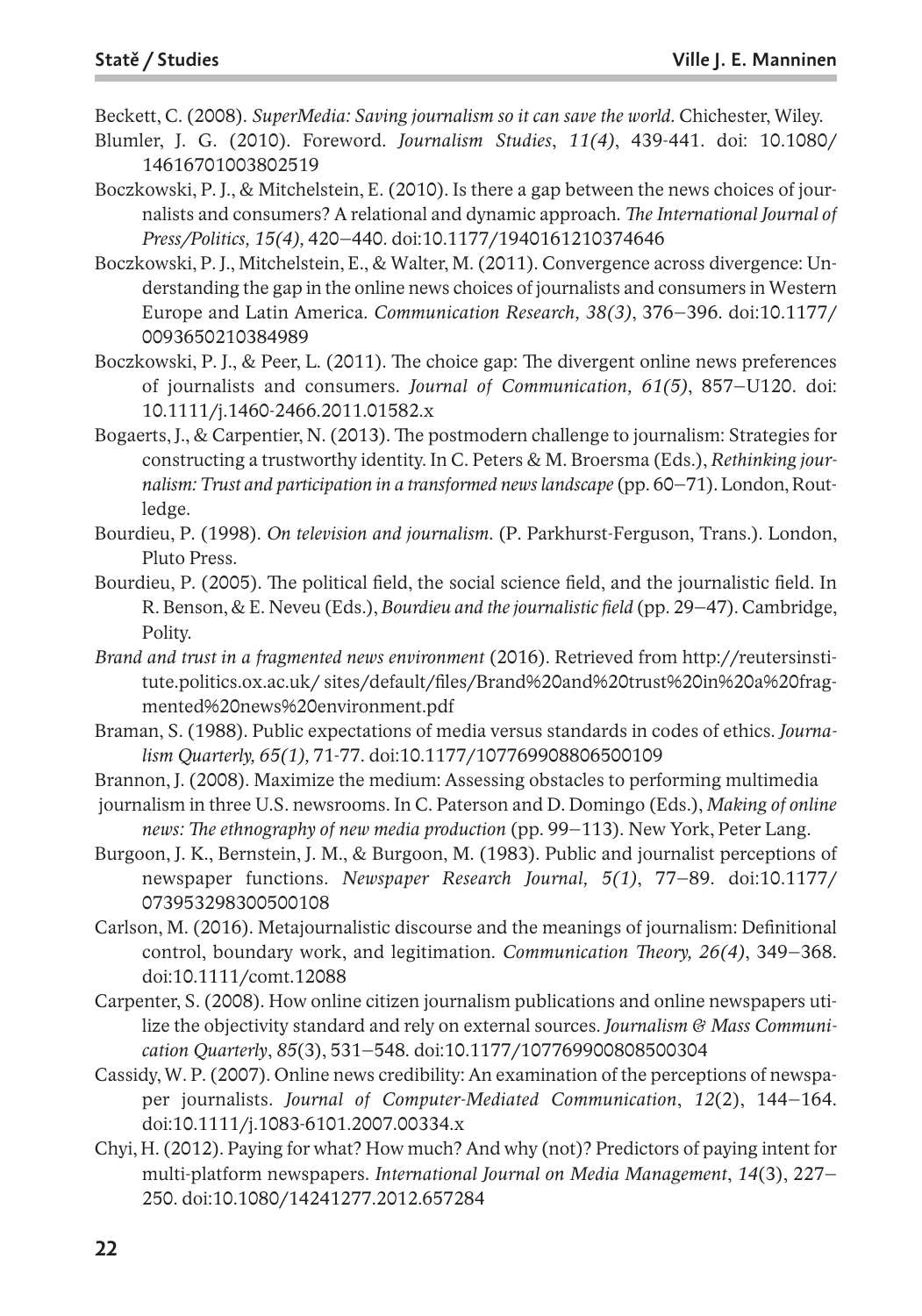Beckett, C. (2008). *SuperMedia: Saving journalism so it can save the world.* Chichester, Wiley.

Blumler, J. G. (2010). Foreword. *Journalism Studies*, *11(4)*, 439-441. doi: 10.1080/14616701003802519

Boczkowski, P. J., & Mitchelstein, E. (2010). Is there a gap between the news choices of journalists and consumers? A relational and dynamic approach. *The International Journal of Press/Politics, 15(4),* 420–440. doi:10.1177/1940161210374646

Boczkowski, P. J., Mitchelstein, E., & Walter, M. (2011). Convergence across divergence: Understanding the gap in the online news choices of journalists and consumers in Western Europe and Latin America. *Communication Research*, *38(3)*, 376–396. doi:10.1177/0093650210384989

Boczkowski, P. J., & Peer, L. (2011). The choice gap: The divergent online news preferences of journalists and consumers. *Journal of Communication*, *61(5)*, 857–U120. doi: 10.1111/j.1460-2466.2011.01582.x

Bogaerts, J., & Carpentier, N. (2013). The postmodern challenge to journalism: Strategies for constructing a trustworthy identity. In C. Peters & M. Broersma (Eds.), *Rethinking journalism: Trust and participation in a transformed news landscape* (pp. 60–71). London, Routledge.

Bourdieu, P. (1998). *On television and journalism.* (P. Parkhurst-Ferguson, Trans.). London, Pluto Press.

Bourdieu, P. (2005). The political field, the social science field, and the journalistic field. In R. Benson, & E. Neveu (Eds.), *Bourdieu and the journalistic field* (pp. 29–47). Cambridge, Polity.

*Brand and trust in a fragmented news environment* (2016). Retrieved from http://reutersinstitute.politics.ox.ac.uk/ sites/default/files/Brand%20and%20trust%20in%20a%20fragmented%20news%20environment.pdf

Braman, S. (1988). Public expectations of media versus standards in codes of ethics. *Journalism Quarterly, 65(1),* 71-77. doi:10.1177/107769908806500109

Brannon, J. (2008). Maximize the medium: Assessing obstacles to performing multimedia journalism in three U.S. newsrooms. In C. Paterson and D. Domingo (Eds.), *Making of online news: The ethnography of new media production* (pp. 99–113). New York, Peter Lang.

Burgoon, J. K., Bernstein, J. M., & Burgoon, M. (1983). Public and journalist perceptions of newspaper functions. *Newspaper Research Journal, 5(1)*, 77–89. doi:10.1177/073953298300500108

Carlson, M. (2016). Metajournalistic discourse and the meanings of journalism: Definitional control, boundary work, and legitimation. *Communication Theory, 26(4)*, 349–368. doi:10.1111/comt.12088

Carpenter, S. (2008). How online citizen journalism publications and online newspapers utilize the objectivity standard and rely on external sources. *Journalism & Mass Communication Quarterly*, *85*(3), 531–548. doi:10.1177/107769900808500304

Cassidy, W. P. (2007). Online news credibility: An examination of the perceptions of newspaper journalists. *Journal of Computer-Mediated Communication*, *12*(2), 144–164. doi:10.1111/j.1083-6101.2007.00334.x

Chyi, H. (2012). Paying for what? How much? And why (not)? Predictors of paying intent for multi-platform newspapers. *International Journal on Media Management*, *14*(3), 227–250. doi:10.1080/14241277.2012.657284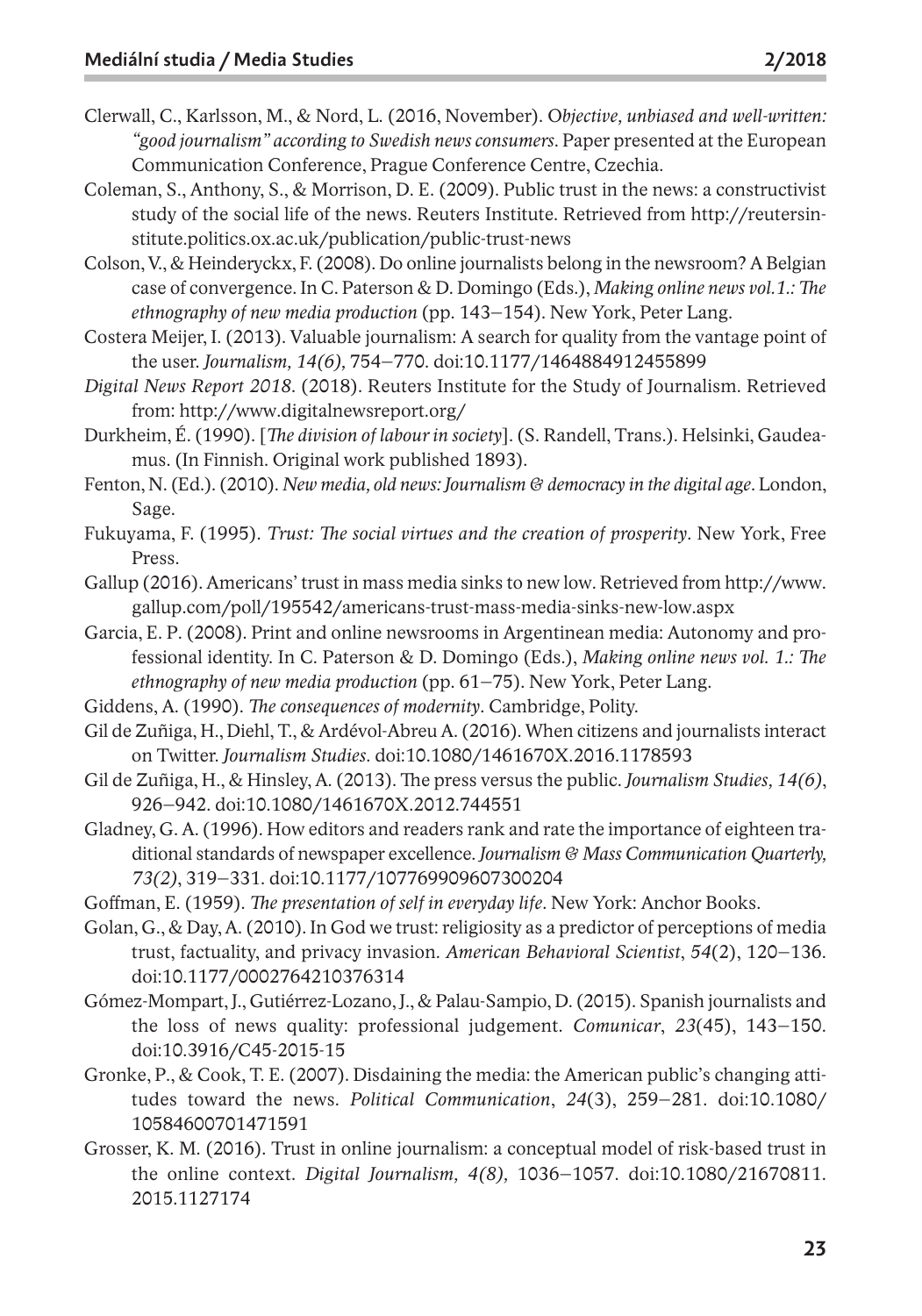Clerwall, C., Karlsson, M., & Nord, L. (2016, November). O*bjective, unbiased and well-written: "good journalism" according to Swedish news consumers*. Paper presented at the European Communication Conference, Prague Conference Centre, Czechia.

Coleman, S., Anthony, S., & Morrison, D. E. (2009). Public trust in the news: a constructivist study of the social life of the news. Reuters Institute. Retrieved from http://reutersinstitute.politics.ox.ac.uk/publication/public-trust-news

Colson, V., & Heinderyckx, F. (2008). Do online journalists belong in the newsroom? A Belgian case of convergence. In C. Paterson & D. Domingo (Eds.), *Making online news vol.1.: The ethnography of new media production* (pp. 143–154). New York, Peter Lang.

Costera Meijer, I. (2013). Valuable journalism: A search for quality from the vantage point of the user. *Journalism, 14(6)*, 754–770. doi:10.1177/1464884912455899

*Digital News Report 2018*. (2018). Reuters Institute for the Study of Journalism. Retrieved from: http://www.digitalnewsreport.org/

Durkheim, É. (1990). [*The division of labour in society*]. (S. Randell, Trans.). Helsinki, Gaudeamus. (In Finnish. Original work published 1893).

Fenton, N. (Ed.). (2010). *New media, old news: Journalism & democracy in the digital age*. London, Sage.

Fukuyama, F. (1995). *Trust: The social virtues and the creation of prosperity*. New York, Free Press.

Gallup (2016). Americans' trust in mass media sinks to new low. Retrieved from http://www.gallup.com/poll/195542/americans-trust-mass-media-sinks-new-low.aspx

Garcia, E. P. (2008). Print and online newsrooms in Argentinean media: Autonomy and professional identity. In C. Paterson & D. Domingo (Eds.), *Making online news vol. 1.: The ethnography of new media production* (pp. 61–75). New York, Peter Lang.

Giddens, A. (1990). *The consequences of modernity*. Cambridge, Polity.

Gil de Zuñiga, H., Diehl, T., & Ardévol-Abreu A. (2016). When citizens and journalists interact on Twitter. *Journalism Studies*. doi:10.1080/1461670X.2016.1178593

Gil de Zuñiga, H., & Hinsley, A. (2013). The press versus the public. *Journalism Studies, 14(6)*, 926–942. doi:10.1080/1461670X.2012.744551

Gladney, G. A. (1996). How editors and readers rank and rate the importance of eighteen traditional standards of newspaper excellence. *Journalism & Mass Communication Quarterly, 73(2)*, 319–331. doi:10.1177/107769909607300204

Goffman, E. (1959). *The presentation of self in everyday life*. New York: Anchor Books.

Golan, G., & Day, A. (2010). In God we trust: religiosity as a predictor of perceptions of media trust, factuality, and privacy invasion. *American Behavioral Scientist*, *54*(2), 120–136. doi:10.1177/0002764210376314

Gómez-Mompart, J., Gutiérrez-Lozano, J., & Palau-Sampio, D. (2015). Spanish journalists and the loss of news quality: professional judgement. *Comunicar*, *23*(45), 143–150. doi:10.3916/C45-2015-15

Gronke, P., & Cook, T. E. (2007). Disdaining the media: the American public's changing attitudes toward the news. *Political Communication*, *24*(3), 259–281. doi:10.1080/10584600701471591

Grosser, K. M. (2016). Trust in online journalism: a conceptual model of risk-based trust in the online context. *Digital Journalism, 4(8)*, 1036–1057. doi:10.1080/21670811.2015.1127174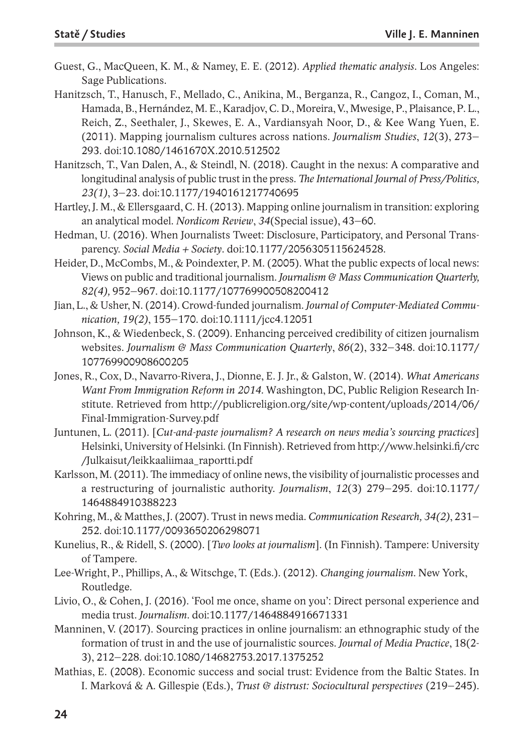Guest, G., MacQueen, K. M., & Namey, E. E. (2012). *Applied thematic analysis*. Los Angeles: Sage Publications.

Hanitzsch, T., Hanusch, F., Mellado, C., Anikina, M., Berganza, R., Cangoz, I., Coman, M., Hamada, B., Hernández, M. E., Karadjov, C. D., Moreira, V., Mwesige, P., Plaisance, P. L., Reich, Z., Seethaler, J., Skewes, E. A., Vardiansyah Noor, D., & Kee Wang Yuen, E. (2011). Mapping journalism cultures across nations. *Journalism Studies*, *12*(3), 273–293. doi:10.1080/1461670X.2010.512502

Hanitzsch, T., Van Dalen, A., & Steindl, N. (2018). Caught in the nexus: A comparative and longitudinal analysis of public trust in the press. *The International Journal of Press/Politics, 23(1)*, 3–23. doi:10.1177/1940161217740695

Hartley, J. M., & Ellersgaard, C. H. (2013). Mapping online journalism in transition: exploring an analytical model. *Nordicom Review*, *34*(Special issue), 43–60.

Hedman, U. (2016). When Journalists Tweet: Disclosure, Participatory, and Personal Transparency. *Social Media + Society*. doi:10.1177/2056305115624528.

Heider, D., McCombs, M., & Poindexter, P. M. (2005). What the public expects of local news: Views on public and traditional journalism. *Journalism & Mass Communication Quarterly, 82(4),* 952–967. doi:10.1177/107769900508200412

Jian, L., & Usher, N. (2014). Crowd-funded journalism. *Journal of Computer-Mediated Communication, 19(2)*, 155–170. doi:10.1111/jcc4.12051

Johnson, K., & Wiedenbeck, S. (2009). Enhancing perceived credibility of citizen journalism websites. *Journalism & Mass Communication Quarterly*, *86*(2), 332–348. doi:10.1177/107769900908600205

Jones, R., Cox, D., Navarro-Rivera, J., Dionne, E. J. Jr., & Galston, W. (2014). *What Americans Want From Immigration Reform in 2014.* Washington, DC, Public Religion Research Institute. Retrieved from http://publicreligion.org/site/wp-content/uploads/2014/06/Final-Immigration-Survey.pdf

Juntunen, L. (2011). [*Cut-and-paste journalism? A research on news media's sourcing practices*] Helsinki, University of Helsinki. (In Finnish). Retrieved from http://www.helsinki.fi/crc/Julkaisut/leikkaaliimaa_raportti.pdf

Karlsson, M. (2011). The immediacy of online news, the visibility of journalistic processes and a restructuring of journalistic authority. *Journalism*, *12*(3) 279–295. doi:10.1177/1464884910388223

Kohring, M., & Matthes, J. (2007). Trust in news media. *Communication Research, 34(2)*, 231–252. doi:10.1177/0093650206298071

Kunelius, R., & Ridell, S. (2000). [*Two looks at journalism*]. (In Finnish). Tampere: University of Tampere.

Lee-Wright, P., Phillips, A., & Witschge, T. (Eds.). (2012). *Changing journalism*. New York, Routledge.

Livio, O., & Cohen, J. (2016). 'Fool me once, shame on you': Direct personal experience and media trust. *Journalism*. doi:10.1177/1464884916671331

Manninen, V. (2017). Sourcing practices in online journalism: an ethnographic study of the formation of trust in and the use of journalistic sources. *Journal of Media Practice*, 18(2-3), 212–228. doi:10.1080/14682753.2017.1375252

Mathias, E. (2008). Economic success and social trust: Evidence from the Baltic States. In I. Marková & A. Gillespie (Eds.), *Trust & distrust: Sociocultural perspectives* (219–245).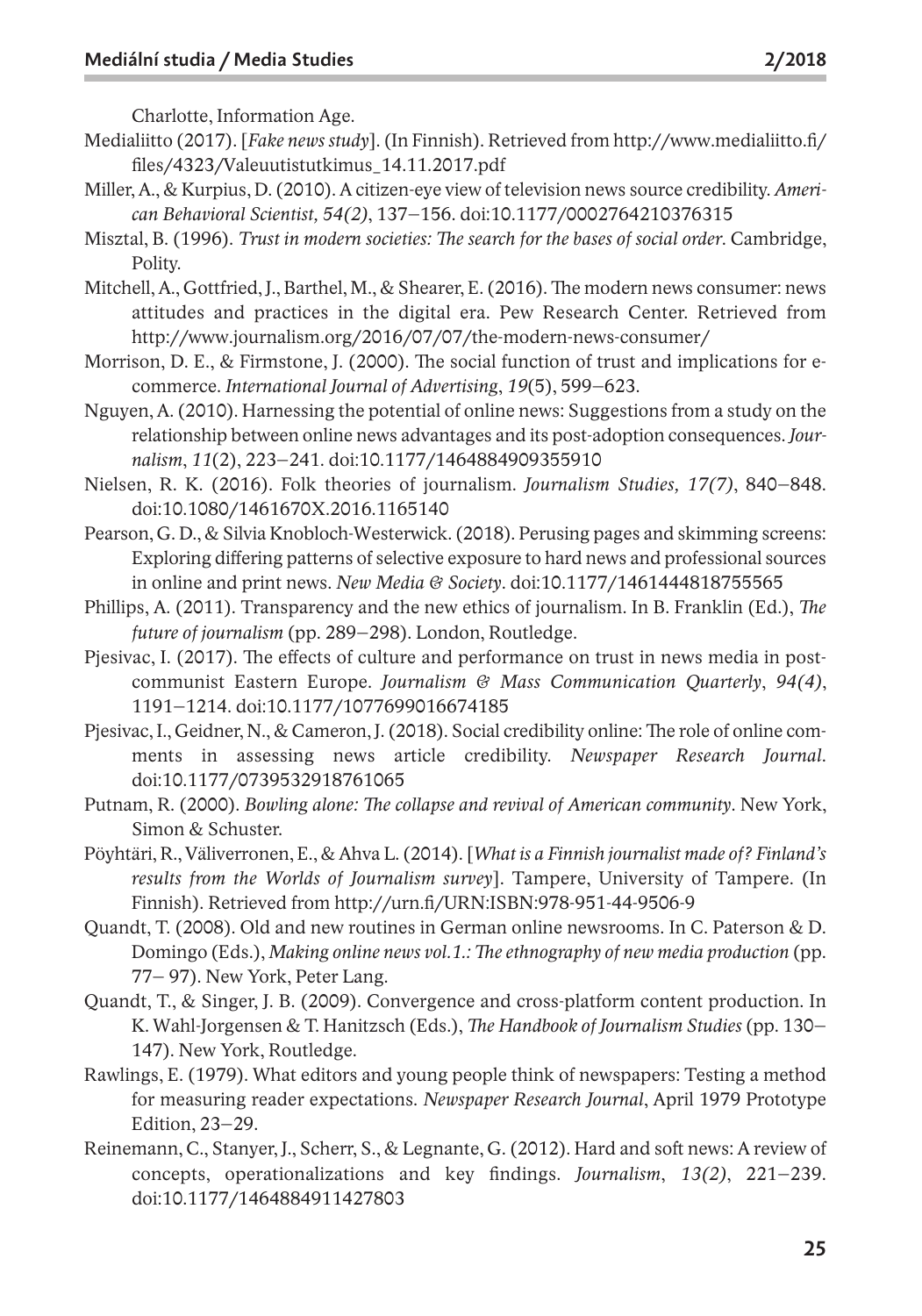Charlotte, Information Age.

Medialiitto (2017). [*Fake news study*]. (In Finnish). Retrieved from http://www.medialiitto.fi/files/4323/Valeuutistutkimus_14.11.2017.pdf

Miller, A., & Kurpius, D. (2010). A citizen-eye view of television news source credibility. *American Behavioral Scientist, 54(2)*, 137–156. doi:10.1177/0002764210376315

Misztal, B. (1996). *Trust in modern societies: The search for the bases of social order*. Cambridge, Polity.

Mitchell, A., Gottfried, J., Barthel, M., & Shearer, E. (2016). The modern news consumer: news attitudes and practices in the digital era. Pew Research Center. Retrieved from http://www.journalism.org/2016/07/07/the-modern-news-consumer/

Morrison, D. E., & Firmstone, J. (2000). The social function of trust and implications for e-commerce. *International Journal of Advertising*, *19*(5), 599–623.

Nguyen, A. (2010). Harnessing the potential of online news: Suggestions from a study on the relationship between online news advantages and its post-adoption consequences. *Journalism*, *11*(2), 223–241. doi:10.1177/1464884909355910

Nielsen, R. K. (2016). Folk theories of journalism. *Journalism Studies, 17(7)*, 840–848. doi:10.1080/1461670X.2016.1165140

Pearson, G. D., & Silvia Knobloch-Westerwick. (2018). Perusing pages and skimming screens: Exploring differing patterns of selective exposure to hard news and professional sources in online and print news. *New Media & Society*. doi:10.1177/1461444818755565

Phillips, A. (2011). Transparency and the new ethics of journalism. In B. Franklin (Ed.), *The future of journalism* (pp. 289–298). London, Routledge.

Pjesivac, I. (2017). The effects of culture and performance on trust in news media in post-communist Eastern Europe. *Journalism & Mass Communication Quarterly*, *94(4)*, 1191–1214. doi:10.1177/1077699016674185

Pjesivac, I., Geidner, N., & Cameron, J. (2018). Social credibility online: The role of online comments in assessing news article credibility. *Newspaper Research Journal*. doi:10.1177/0739532918761065

Putnam, R. (2000). *Bowling alone: The collapse and revival of American community*. New York, Simon & Schuster.

Pöyhtäri, R., Väliverronen, E., & Ahva L. (2014). [*What is a Finnish journalist made of? Finland's results from the Worlds of Journalism survey*]. Tampere, University of Tampere. (In Finnish). Retrieved from http://urn.fi/URN:ISBN:978-951-44-9506-9

Quandt, T. (2008). Old and new routines in German online newsrooms. In C. Paterson & D. Domingo (Eds.), *Making online news vol.1.: The ethnography of new media production* (pp. 77– 97). New York, Peter Lang.

Quandt, T., & Singer, J. B. (2009). Convergence and cross-platform content production. In K. Wahl-Jorgensen & T. Hanitzsch (Eds.), *The Handbook of Journalism Studies* (pp. 130–147). New York, Routledge.

Rawlings, E. (1979). What editors and young people think of newspapers: Testing a method for measuring reader expectations. *Newspaper Research Journal*, April 1979 Prototype Edition, 23–29.

Reinemann, C., Stanyer, J., Scherr, S., & Legnante, G. (2012). Hard and soft news: A review of concepts, operationalizations and key findings. *Journalism*, *13(2)*, 221–239. doi:10.1177/1464884911427803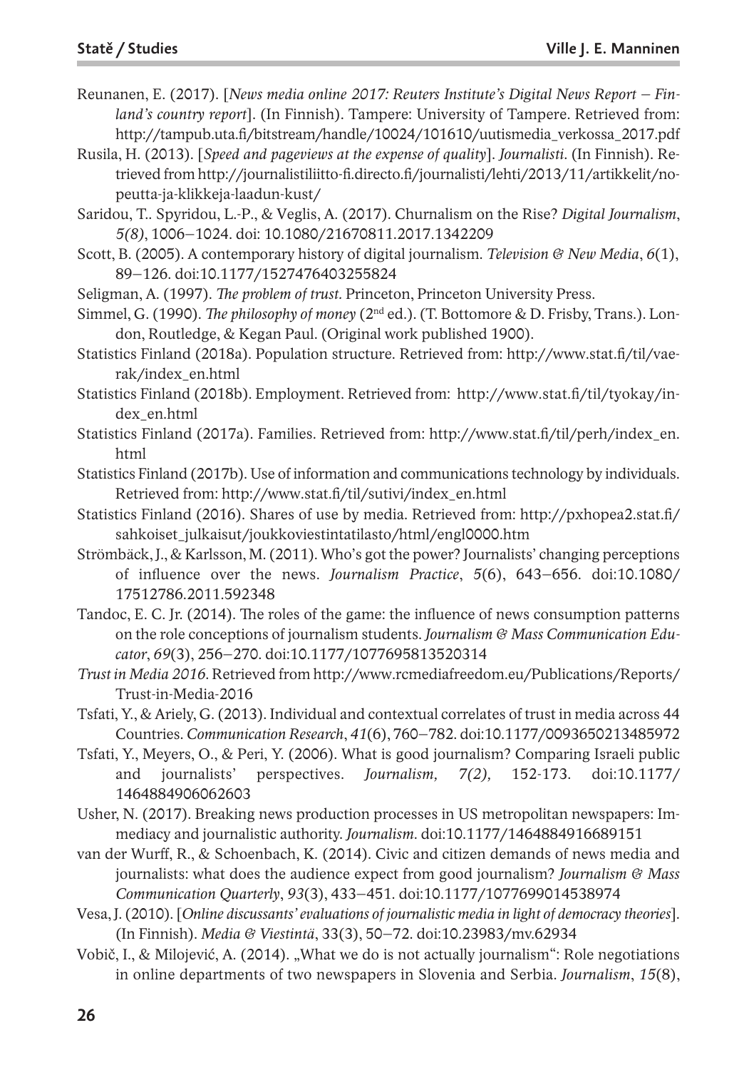Reunanen, E. (2017). [*News media online 2017: Reuters Institute's Digital News Report – Finland's country report*]. (In Finnish). Tampere: University of Tampere. Retrieved from: http://tampub.uta.fi/bitstream/handle/10024/101610/uutismedia_verkossa_2017.pdf

Rusila, H. (2013). [*Speed and pageviews at the expense of quality*]. *Journalisti*. (In Finnish). Retrieved from http://journalistiliitto-fi.directo.fi/journalisti/lehti/2013/11/artikkelit/nopeutta-ja-klikkeja-laadun-kust/

Saridou, T.. Spyridou, L.-P., & Veglis, A. (2017). Churnalism on the Rise? *Digital Journalism*, *5(8)*, 1006–1024. doi: 10.1080/21670811.2017.1342209

Scott, B. (2005). A contemporary history of digital journalism. *Television & New Media*, *6*(1), 89–126. doi:10.1177/1527476403255824

Seligman, A. (1997). *The problem of trust*. Princeton, Princeton University Press.

Simmel, G. (1990). *The philosophy of money* (2nd ed.). (T. Bottomore & D. Frisby, Trans.). London, Routledge, & Kegan Paul. (Original work published 1900).

Statistics Finland (2018a). Population structure. Retrieved from: http://www.stat.fi/til/vaerak/index_en.html

Statistics Finland (2018b). Employment. Retrieved from: http://www.stat.fi/til/tyokay/index_en.html

Statistics Finland (2017a). Families. Retrieved from: http://www.stat.fi/til/perh/index_en.html

Statistics Finland (2017b). Use of information and communications technology by individuals. Retrieved from: http://www.stat.fi/til/sutivi/index_en.html

Statistics Finland (2016). Shares of use by media. Retrieved from: http://pxhopea2.stat.fi/sahkoiset_julkaisut/joukkoviestintatilasto/html/engl0000.htm

Strömbäck, J., & Karlsson, M. (2011). Who's got the power? Journalists' changing perceptions of influence over the news. *Journalism Practice*, *5*(6), 643–656. doi:10.1080/17512786.2011.592348

Tandoc, E. C. Jr. (2014). The roles of the game: the influence of news consumption patterns on the role conceptions of journalism students. *Journalism & Mass Communication Educator*, *69*(3), 256–270. doi:10.1177/1077695813520314

*Trust in Media 2016*. Retrieved from http://www.rcmediafreedom.eu/Publications/Reports/Trust-in-Media-2016

Tsfati, Y., & Ariely, G. (2013). Individual and contextual correlates of trust in media across 44 Countries. *Communication Research*, *41*(6), 760–782. doi:10.1177/0093650213485972

Tsfati, Y., Meyers, O., & Peri, Y. (2006). What is good journalism? Comparing Israeli public and journalists' perspectives. *Journalism, 7(2),* 152-173. doi:10.1177/1464884906062603

Usher, N. (2017). Breaking news production processes in US metropolitan newspapers: Immediacy and journalistic authority. *Journalism*. doi:10.1177/1464884916689151

van der Wurff, R., & Schoenbach, K. (2014). Civic and citizen demands of news media and journalists: what does the audience expect from good journalism? *Journalism & Mass Communication Quarterly*, *93*(3), 433–451. doi:10.1177/1077699014538974

Vesa, J. (2010). [*Online discussants' evaluations of journalistic media in light of democracy theories*]. (In Finnish). *Media & Viestintä*, 33(3), 50–72. doi:10.23983/mv.62934

Vobič, I., & Milojević, A. (2014). „What we do is not actually journalism": Role negotiations in online departments of two newspapers in Slovenia and Serbia. *Journalism*, *15*(8),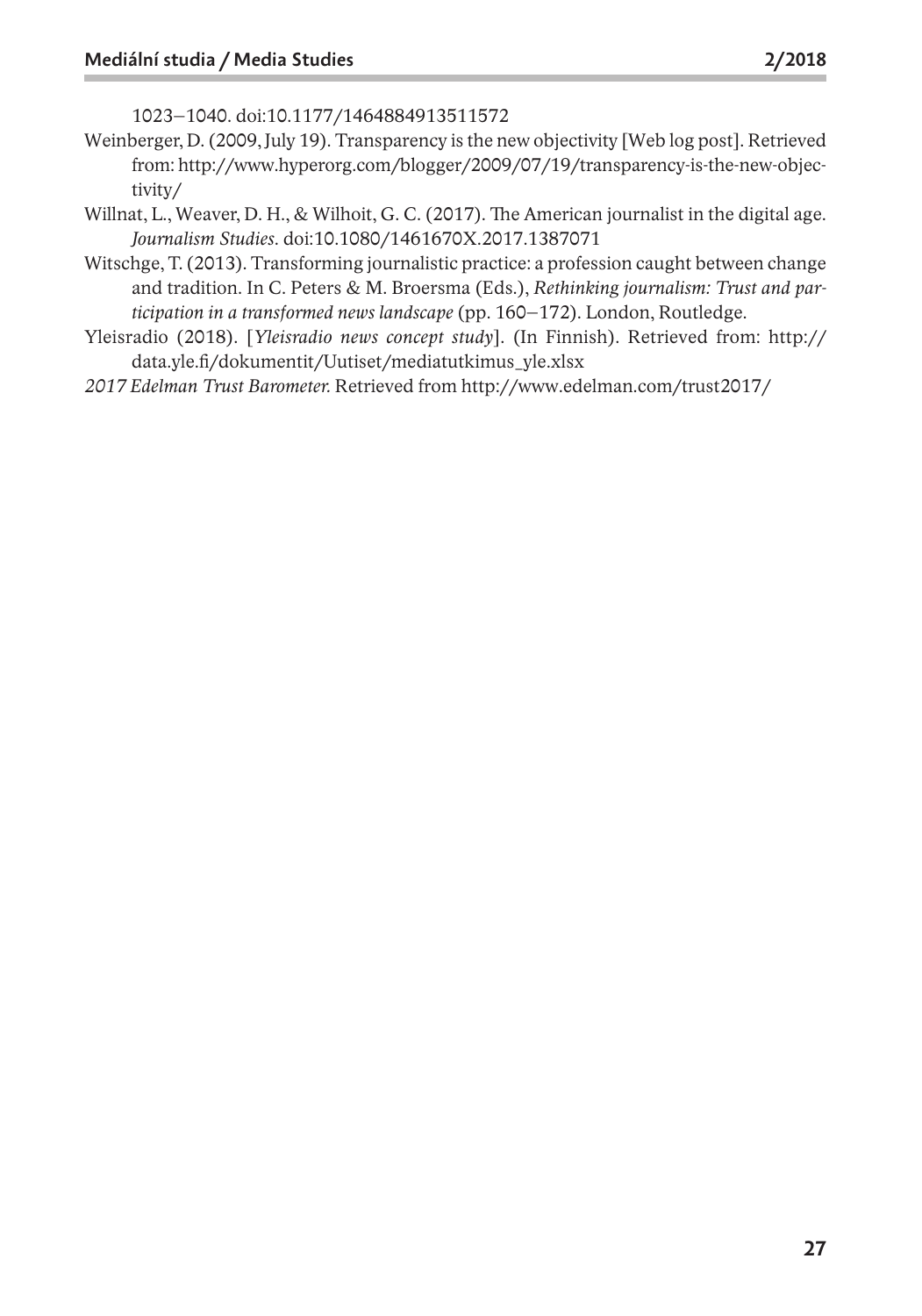1023–1040. doi:10.1177/1464884913511572

Weinberger, D. (2009, July 19). Transparency is the new objectivity [Web log post]. Retrieved from: http://www.hyperorg.com/blogger/2009/07/19/transparency-is-the-new-objectivity/

Willnat, L., Weaver, D. H., & Wilhoit, G. C. (2017). The American journalist in the digital age. *Journalism Studies*. doi:10.1080/1461670X.2017.1387071

Witschge, T. (2013). Transforming journalistic practice: a profession caught between change and tradition. In C. Peters & M. Broersma (Eds.), *Rethinking journalism: Trust and participation in a transformed news landscape* (pp. 160–172). London, Routledge.

Yleisradio (2018). [*Yleisradio news concept study*]. (In Finnish). Retrieved from: http://data.yle.fi/dokumentit/Uutiset/mediatutkimus_yle.xlsx

*2017 Edelman Trust Barometer.* Retrieved from http://www.edelman.com/trust2017/